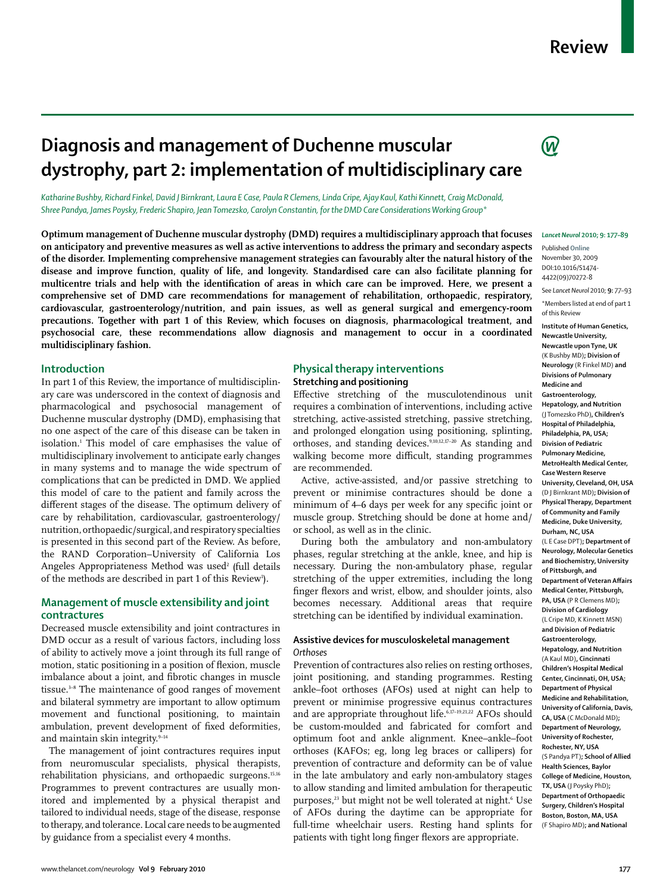# Diagnosis and management of Duchenne muscular dystrophy, part 2: implementation of multidisciplinary care

*Katharine Bushby, Richard Finkel, David J Birnkrant, Laura E Case, Paula R Clemens, Linda Cripe, Ajay Kaul, Kathi Kinnett, Craig McDonald, Shree Pandya, James Poysky, Frederic Shapiro, Jean Tomezsko, Carolyn Constantin, for the DMD Care Considerations Working Group\**

**Optimum management of Duchenne muscular dystrophy (DMD) requires a multidisciplinary approach that focuses on anticipatory and preventive measures as well as active interventions to address the primary and secondary aspects of the disorder. Implementing comprehensive management strategies can favourably alter the natural history of the disease and improve function, quality of life, and longevity. Standardised care can also facilitate planning for multicentre trials and help with the identification of areas in which care can be improved. Here, we present a comprehensive set of DMD care recommendations for management of rehabilitation, orthopaedic, respiratory, cardiovascular, gastroenterology/nutrition, and pain issues, as well as general surgical and emergency-room precautions. Together with part 1 of this Review, which focuses on diagnosis, pharmacological treatment, and psychosocial care, these recommendations allow diagnosis and management to occur in a coordinated multidisciplinary fashion.**

*Lancet Neurol* 2010; **9:** 177–89

Published Online November 30, 2009 DOI:10.1016/S1474-4422(09)70272-8

See *Lancet Neurol* 2010; **9:** 77–93

\*Members listed at end of part 1 of this Review

**Institute of Human Genetics, Newcastle University, Newcastle upon Tyne, UK** (K Bushby MD)**; Division of Neurology** (R Finkel MD) **and Divisions of Pulmonary Medicine and Gastroenterology, Hepatology, and Nutrition** (J Tomezsko PhD)**, Children's Hospital of Philadelphia, Philadelphia, PA, USA; Division of Pediatric Pulmonary Medicine, MetroHealth Medical Center, Case Western Reserve University, Cleveland, OH, USA** (D J Birnkrant MD)**; Division of Physical Therapy, Department of Community and Family Medicine, Duke University, Durham, NC, USA** (L E Case DPT)**; Department of Neurology, Molecular Genetics and Biochemistry, University of Pittsburgh, and Department of Veteran Affairs Medical Center, Pittsburgh, PA, USA** (P R Clemens MD)**; Division of Cardiology** (L Cripe MD, K Kinnett MSN) **and Division of Pediatric Gastroenterology, Hepatology, and Nutrition** (A Kaul MD)**, Cincinnati Children's Hospital Medical Center, Cincinnati, OH, USA; Department of Physical Medicine and Rehabilitation, University of California, Davis, CA, USA** (C McDonald MD)**; Department of Neurology, University of Rochester, Rochester, NY, USA** (S Pandya PT)**; School of Allied Health Sciences, Baylor College of Medicine, Houston, TX, USA** (J Poysky PhD)**; Department of Orthopaedic Surgery, Children's Hospital Boston, Boston, MA, USA** (F Shapiro MD)**; and National**

## Introduction

In part 1 of this Review, the importance of multidisciplinary care was underscored in the context of diagnosis and pharmacological and psychosocial management of Duchenne muscular dystrophy (DMD), emphasising that no one aspect of the care of this disease can be taken in isolation.[1] This model of care emphasises the value of multidisciplinary involvement to anticipate early changes in many systems and to manage the wide spectrum of complications that can be predicted in DMD. We applied this model of care to the patient and family across the different stages of the disease. The optimum delivery of care by rehabilitation, cardiovascular, gastroenterology/nutrition, orthopaedic/surgical, and respiratory specialties is presented in this second part of the Review. As before, the RAND Corporation–University of California Los Angeles Appropriateness Method was used[2] (full details of the methods are described in part 1 of this Review[1]).

## Management of muscle extensibility and joint contractures

Decreased muscle extensibility and joint contractures in DMD occur as a result of various factors, including loss of ability to actively move a joint through its full range of motion, static positioning in a position of flexion, muscle imbalance about a joint, and fibrotic changes in muscle tissue.[3–8] The maintenance of good ranges of movement and bilateral symmetry are important to allow optimum movement and functional positioning, to maintain ambulation, prevent development of fixed deformities, and maintain skin integrity.[9–14]

The management of joint contractures requires input from neuromuscular specialists, physical therapists, rehabilitation physicians, and orthopaedic surgeons.[15,16] Programmes to prevent contractures are usually monitored and implemented by a physical therapist and tailored to individual needs, stage of the disease, response to therapy, and tolerance. Local care needs to be augmented by guidance from a specialist every 4 months.

## Physical therapy interventions

### Stretching and positioning

Effective stretching of the musculotendinous unit requires a combination of interventions, including active stretching, active-assisted stretching, passive stretching, and prolonged elongation using positioning, splinting, orthoses, and standing devices.[9,10,12,17–20] As standing and walking become more difficult, standing programmes are recommended.

Active, active-assisted, and/or passive stretching to prevent or minimise contractures should be done a minimum of 4–6 days per week for any specific joint or muscle group. Stretching should be done at home and/or school, as well as in the clinic.

During both the ambulatory and non-ambulatory phases, regular stretching at the ankle, knee, and hip is necessary. During the non-ambulatory phase, regular stretching of the upper extremities, including the long finger flexors and wrist, elbow, and shoulder joints, also becomes necessary. Additional areas that require stretching can be identified by individual examination.

### Assistive devices for musculoskeletal management

*Orthoses*

Prevention of contractures also relies on resting orthoses, joint positioning, and standing programmes. Resting ankle–foot orthoses (AFOs) used at night can help to prevent or minimise progressive equinus contractures and are appropriate throughout life.[6,17–19,21,22] AFOs should be custom-moulded and fabricated for comfort and optimum foot and ankle alignment. Knee–ankle–foot orthoses (KAFOs; eg, long leg braces or callipers) for prevention of contracture and deformity can be of value in the late ambulatory and early non-ambulatory stages to allow standing and limited ambulation for therapeutic purposes,[23] but might not be well tolerated at night.[6] Use of AFOs during the daytime can be appropriate for full-time wheelchair users. Resting hand splints for patients with tight long finger flexors are appropriate.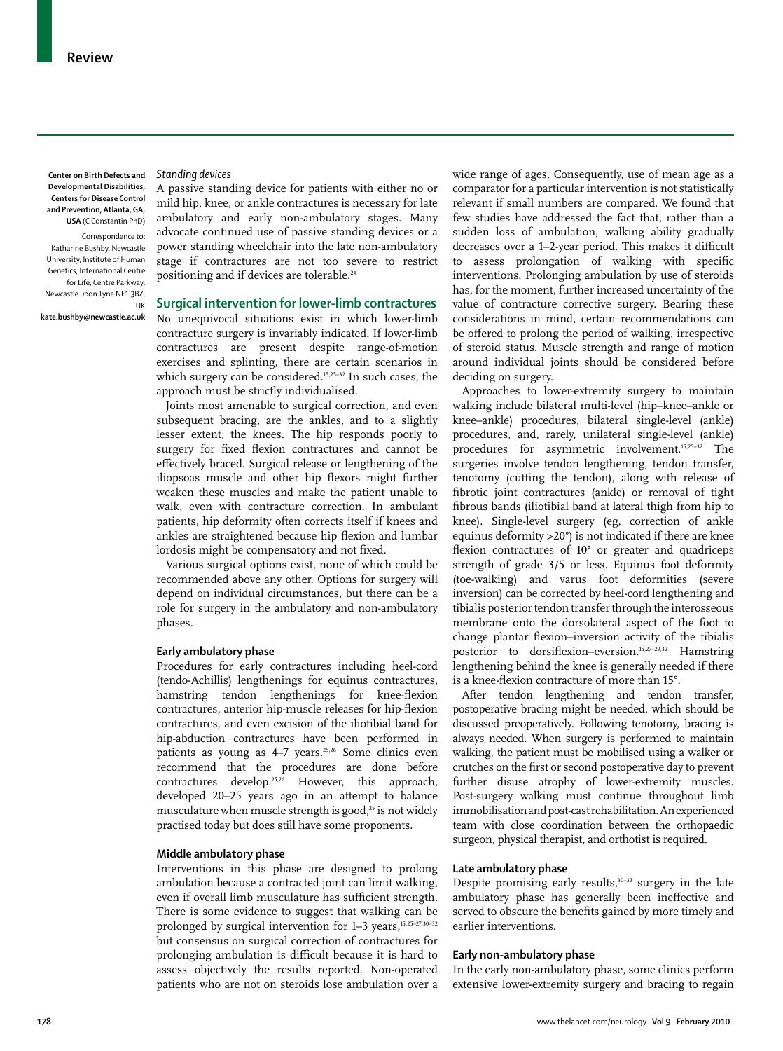Center on Birth Defects and Developmental Disabilities, Centers for Disease Control and Prevention, Atlanta, GA, USA (C Constantin PhD)

Correspondence to: Katharine Bushby, Newcastle University, Institute of Human Genetics, International Centre for Life, Centre Parkway, Newcastle upon Tyne NE1 3BZ, UK kate.bushby@newcastle.ac.uk

*Standing devices*

A passive standing device for patients with either no or mild hip, knee, or ankle contractures is necessary for late ambulatory and early non-ambulatory stages. Many advocate continued use of passive standing devices or a power standing wheelchair into the late non-ambulatory stage if contractures are not too severe to restrict positioning and if devices are tolerable.[24]

## Surgical intervention for lower-limb contractures

No unequivocal situations exist in which lower-limb contracture surgery is invariably indicated. If lower-limb contractures are present despite range-of-motion exercises and splinting, there are certain scenarios in which surgery can be considered.[15,25–32] In such cases, the approach must be strictly individualised.

Joints most amenable to surgical correction, and even subsequent bracing, are the ankles, and to a slightly lesser extent, the knees. The hip responds poorly to surgery for fixed flexion contractures and cannot be effectively braced. Surgical release or lengthening of the iliopsoas muscle and other hip flexors might further weaken these muscles and make the patient unable to walk, even with contracture correction. In ambulant patients, hip deformity often corrects itself if knees and ankles are straightened because hip flexion and lumbar lordosis might be compensatory and not fixed.

Various surgical options exist, none of which could be recommended above any other. Options for surgery will depend on individual circumstances, but there can be a role for surgery in the ambulatory and non-ambulatory phases.

### Early ambulatory phase

Procedures for early contractures including heel-cord (tendo-Achillis) lengthenings for equinus contractures, hamstring tendon lengthenings for knee-flexion contractures, anterior hip-muscle releases for hip-flexion contractures, and even excision of the iliotibial band for hip-abduction contractures have been performed in patients as young as 4–7 years.[25,26] Some clinics even recommend that the procedures are done before contractures develop.[25,26] However, this approach, developed 20–25 years ago in an attempt to balance musculature when muscle strength is good,[25] is not widely practised today but does still have some proponents.

### Middle ambulatory phase

Interventions in this phase are designed to prolong ambulation because a contracted joint can limit walking, even if overall limb musculature has sufficient strength. There is some evidence to suggest that walking can be prolonged by surgical intervention for 1–3 years,[15,25–27,30–32] but consensus on surgical correction of contractures for prolonging ambulation is difficult because it is hard to assess objectively the results reported. Non-operated patients who are not on steroids lose ambulation over a wide range of ages. Consequently, use of mean age as a comparator for a particular intervention is not statistically relevant if small numbers are compared. We found that few studies have addressed the fact that, rather than a sudden loss of ambulation, walking ability gradually decreases over a 1–2-year period. This makes it difficult to assess prolongation of walking with specific interventions. Prolonging ambulation by use of steroids has, for the moment, further increased uncertainty of the value of contracture corrective surgery. Bearing these considerations in mind, certain recommendations can be offered to prolong the period of walking, irrespective of steroid status. Muscle strength and range of motion around individual joints should be considered before deciding on surgery.

Approaches to lower-extremity surgery to maintain walking include bilateral multi-level (hip–knee–ankle or knee–ankle) procedures, bilateral single-level (ankle) procedures, and, rarely, unilateral single-level (ankle) procedures for asymmetric involvement.[15,25–32] The surgeries involve tendon lengthening, tendon transfer, tenotomy (cutting the tendon), along with release of fibrotic joint contractures (ankle) or removal of tight fibrous bands (iliotibial band at lateral thigh from hip to knee). Single-level surgery (eg, correction of ankle equinus deformity >20°) is not indicated if there are knee flexion contractures of 10° or greater and quadriceps strength of grade 3/5 or less. Equinus foot deformity (toe-walking) and varus foot deformities (severe inversion) can be corrected by heel-cord lengthening and tibialis posterior tendon transfer through the interosseous membrane onto the dorsolateral aspect of the foot to change plantar flexion–inversion activity of the tibialis posterior to dorsiflexion–eversion.[15,27–29,32] Hamstring lengthening behind the knee is generally needed if there is a knee-flexion contracture of more than 15°.

After tendon lengthening and tendon transfer, postoperative bracing might be needed, which should be discussed preoperatively. Following tenotomy, bracing is always needed. When surgery is performed to maintain walking, the patient must be mobilised using a walker or crutches on the first or second postoperative day to prevent further disuse atrophy of lower-extremity muscles. Post-surgery walking must continue throughout limb immobilisation and post-cast rehabilitation. An experienced team with close coordination between the orthopaedic surgeon, physical therapist, and orthotist is required.

### Late ambulatory phase

Despite promising early results,[30–32] surgery in the late ambulatory phase has generally been ineffective and served to obscure the benefits gained by more timely and earlier interventions.

### Early non-ambulatory phase

In the early non-ambulatory phase, some clinics perform extensive lower-extremity surgery and bracing to regain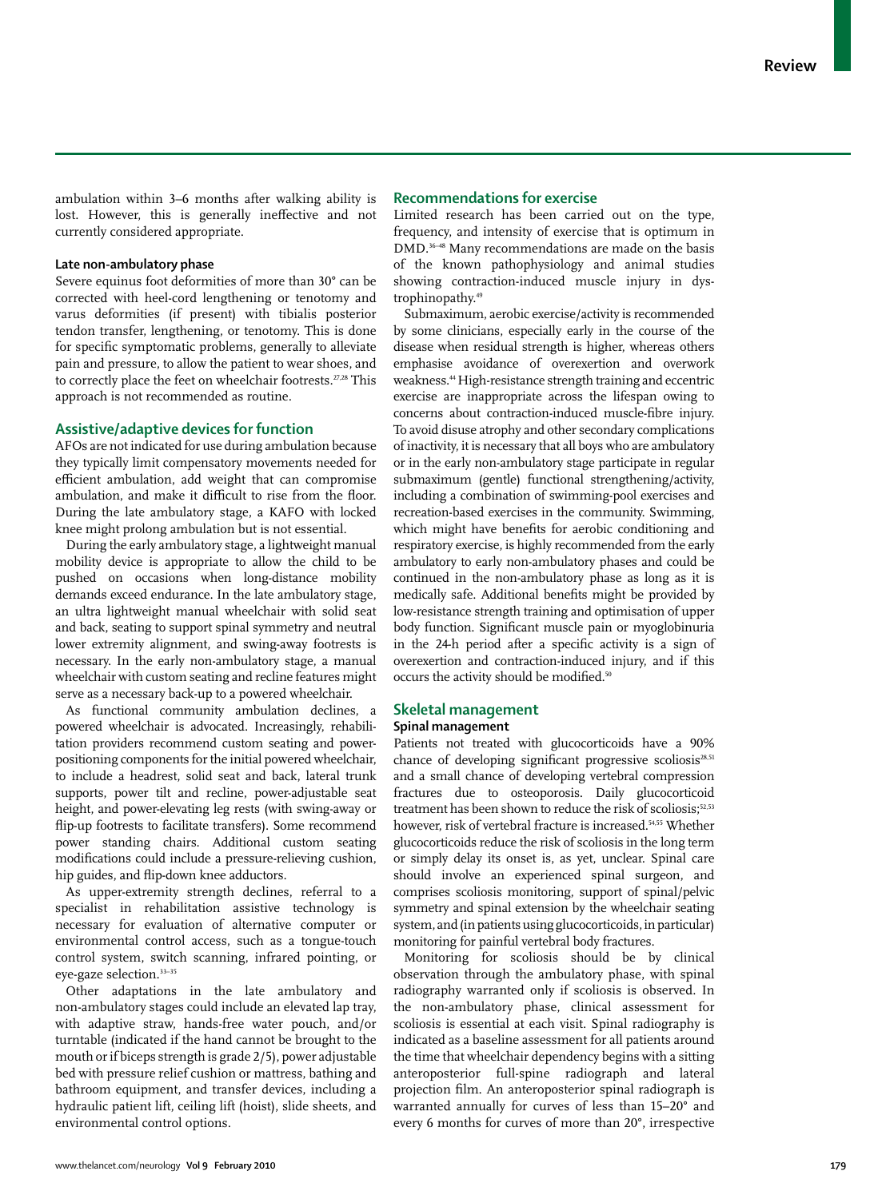ambulation within 3–6 months after walking ability is lost. However, this is generally ineffective and not currently considered appropriate.

### Late non-ambulatory phase

Severe equinus foot deformities of more than 30° can be corrected with heel-cord lengthening or tenotomy and varus deformities (if present) with tibialis posterior tendon transfer, lengthening, or tenotomy. This is done for specific symptomatic problems, generally to alleviate pain and pressure, to allow the patient to wear shoes, and to correctly place the feet on wheelchair footrests.[27,28] This approach is not recommended as routine.

## Assistive/adaptive devices for function

AFOs are not indicated for use during ambulation because they typically limit compensatory movements needed for efficient ambulation, add weight that can compromise ambulation, and make it difficult to rise from the floor. During the late ambulatory stage, a KAFO with locked knee might prolong ambulation but is not essential.

During the early ambulatory stage, a lightweight manual mobility device is appropriate to allow the child to be pushed on occasions when long-distance mobility demands exceed endurance. In the late ambulatory stage, an ultra lightweight manual wheelchair with solid seat and back, seating to support spinal symmetry and neutral lower extremity alignment, and swing-away footrests is necessary. In the early non-ambulatory stage, a manual wheelchair with custom seating and recline features might serve as a necessary back-up to a powered wheelchair.

As functional community ambulation declines, a powered wheelchair is advocated. Increasingly, rehabilitation providers recommend custom seating and power-positioning components for the initial powered wheelchair, to include a headrest, solid seat and back, lateral trunk supports, power tilt and recline, power-adjustable seat height, and power-elevating leg rests (with swing-away or flip-up footrests to facilitate transfers). Some recommend power standing chairs. Additional custom seating modifications could include a pressure-relieving cushion, hip guides, and flip-down knee adductors.

As upper-extremity strength declines, referral to a specialist in rehabilitation assistive technology is necessary for evaluation of alternative computer or environmental control access, such as a tongue-touch control system, switch scanning, infrared pointing, or eye-gaze selection.[33–35]

Other adaptations in the late ambulatory and non-ambulatory stages could include an elevated lap tray, with adaptive straw, hands-free water pouch, and/or turntable (indicated if the hand cannot be brought to the mouth or if biceps strength is grade 2/5), power adjustable bed with pressure relief cushion or mattress, bathing and bathroom equipment, and transfer devices, including a hydraulic patient lift, ceiling lift (hoist), slide sheets, and environmental control options.

## Recommendations for exercise

Limited research has been carried out on the type, frequency, and intensity of exercise that is optimum in DMD.[36–48] Many recommendations are made on the basis of the known pathophysiology and animal studies showing contraction-induced muscle injury in dystrophinopathy.[49]

Submaximum, aerobic exercise/activity is recommended by some clinicians, especially early in the course of the disease when residual strength is higher, whereas others emphasise avoidance of overexertion and overwork weakness.[44] High-resistance strength training and eccentric exercise are inappropriate across the lifespan owing to concerns about contraction-induced muscle-fibre injury. To avoid disuse atrophy and other secondary complications of inactivity, it is necessary that all boys who are ambulatory or in the early non-ambulatory stage participate in regular submaximum (gentle) functional strengthening/activity, including a combination of swimming-pool exercises and recreation-based exercises in the community. Swimming, which might have benefits for aerobic conditioning and respiratory exercise, is highly recommended from the early ambulatory to early non-ambulatory phases and could be continued in the non-ambulatory phase as long as it is medically safe. Additional benefits might be provided by low-resistance strength training and optimisation of upper body function. Significant muscle pain or myoglobinuria in the 24-h period after a specific activity is a sign of overexertion and contraction-induced injury, and if this occurs the activity should be modified.[50]

## Skeletal management

### Spinal management

Patients not treated with glucocorticoids have a 90% chance of developing significant progressive scoliosis[28,51] and a small chance of developing vertebral compression fractures due to osteoporosis. Daily glucocorticoid treatment has been shown to reduce the risk of scoliosis;[52,53] however, risk of vertebral fracture is increased.[54,55] Whether glucocorticoids reduce the risk of scoliosis in the long term or simply delay its onset is, as yet, unclear. Spinal care should involve an experienced spinal surgeon, and comprises scoliosis monitoring, support of spinal/pelvic symmetry and spinal extension by the wheelchair seating system, and (in patients using glucocorticoids, in particular) monitoring for painful vertebral body fractures.

Monitoring for scoliosis should be by clinical observation through the ambulatory phase, with spinal radiography warranted only if scoliosis is observed. In the non-ambulatory phase, clinical assessment for scoliosis is essential at each visit. Spinal radiography is indicated as a baseline assessment for all patients around the time that wheelchair dependency begins with a sitting anteroposterior full-spine radiograph and lateral projection film. An anteroposterior spinal radiograph is warranted annually for curves of less than 15–20° and every 6 months for curves of more than 20°, irrespective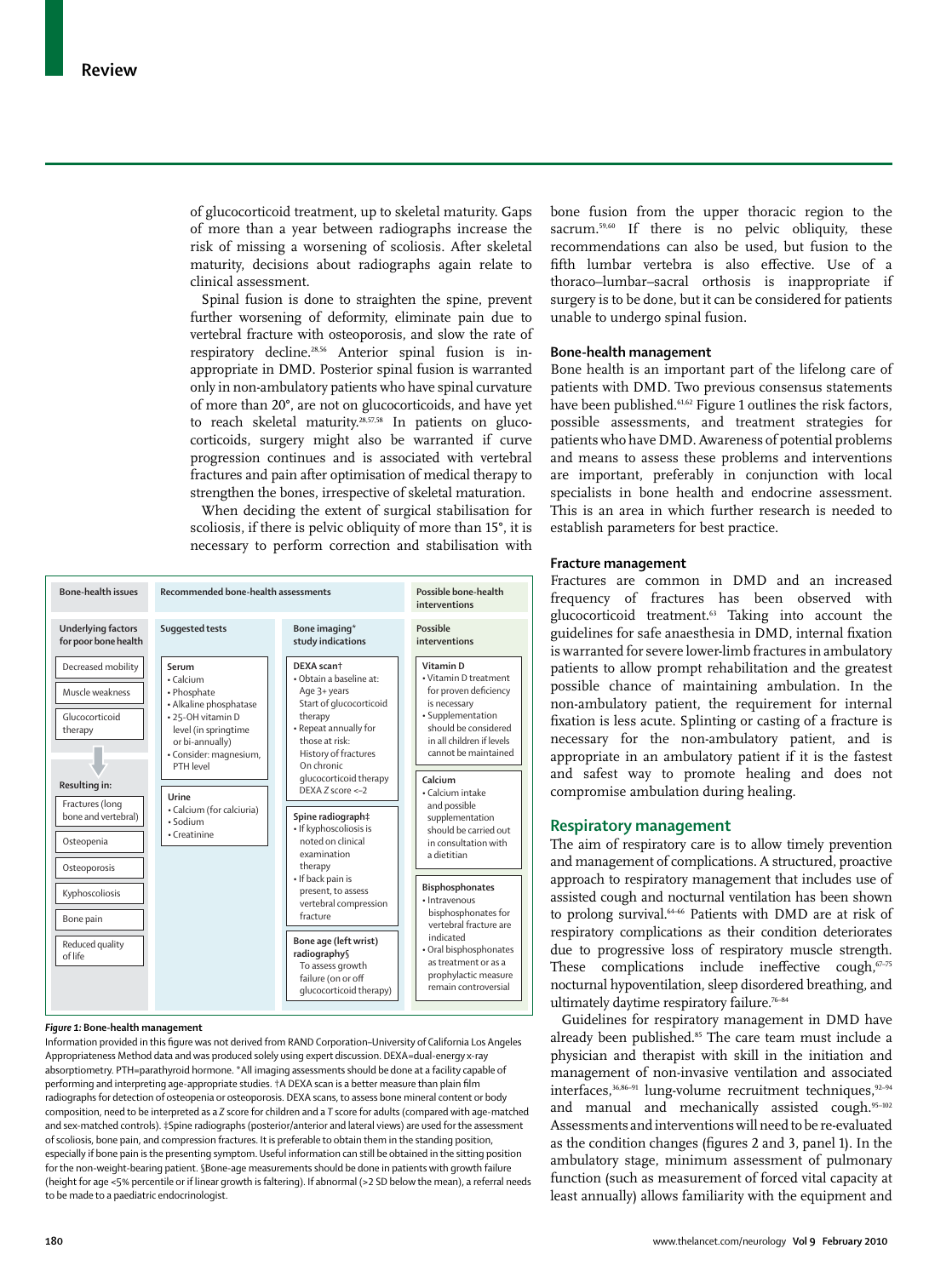of glucocorticoid treatment, up to skeletal maturity. Gaps of more than a year between radiographs increase the risk of missing a worsening of scoliosis. After skeletal maturity, decisions about radiographs again relate to clinical assessment.

Spinal fusion is done to straighten the spine, prevent further worsening of deformity, eliminate pain due to vertebral fracture with osteoporosis, and slow the rate of respiratory decline.[28,56] Anterior spinal fusion is inappropriate in DMD. Posterior spinal fusion is warranted only in non-ambulatory patients who have spinal curvature of more than 20°, are not on glucocorticoids, and have yet to reach skeletal maturity.[28,57,58] In patients on glucocorticoids, surgery might also be warranted if curve progression continues and is associated with vertebral fractures and pain after optimisation of medical therapy to strengthen the bones, irrespective of skeletal maturation.

When deciding the extent of surgical stabilisation for scoliosis, if there is pelvic obliquity of more than 15°, it is necessary to perform correction and stabilisation with bone fusion from the upper thoracic region to the sacrum.[59,60] If there is no pelvic obliquity, these recommendations can also be used, but fusion to the fifth lumbar vertebra is also effective. Use of a thoraco–lumbar–sacral orthosis is inappropriate if surgery is to be done, but it can be considered for patients unable to undergo spinal fusion.

| Bone-health issues | Recommended bone-health assessments | | Possible bone-health interventions |
|---|---|---|---|
| Underlying factors for poor bone health | Suggested tests | Bone imaging* study indications | Possible interventions |
| Decreased mobility<br>Muscle weakness<br>Glucocorticoid therapy | **Serum**<br>• Calcium<br>• Phosphate<br>• Alkaline phosphatase<br>• 25-OH vitamin D level (in springtime or bi-annually)<br>• Consider: magnesium, PTH level | **DEXA scan†**<br>• Obtain a baseline at: Age 3+ years; Start of glucocorticoid therapy<br>• Repeat annually for those at risk: History of fractures; On chronic glucocorticoid therapy; DEXA Z score <–2 | **Vitamin D**<br>• Vitamin D treatment for proven deficiency is necessary<br>• Supplementation should be considered in all children if levels cannot be maintained |
| Resulting in:<br>Fractures (long bone and vertebral)<br>Osteopenia<br>Osteoporosis<br>Kyphoscoliosis<br>Bone pain<br>Reduced quality of life | **Urine**<br>• Calcium (for calciuria)<br>• Sodium<br>• Creatinine | **Spine radiograph‡**<br>• If kyphoscoliosis is noted on clinical examination therapy<br>• If back pain is present, to assess vertebral compression fracture<br><br>**Bone age (left wrist) radiography§**<br>To assess growth failure (on or off glucocorticoid therapy) | **Calcium**<br>• Calcium intake and possible supplementation should be carried out in consultation with a dietitian<br><br>**Bisphosphonates**<br>• Intravenous bisphosphonates for vertebral fracture are indicated<br>• Oral bisphosphonates as treatment or as a prophylactic measure remain controversial |

*Figure 1:* **Bone-health management**

Information provided in this figure was not derived from RAND Corporation–University of California Los Angeles Appropriateness Method data and was produced solely using expert discussion. DEXA=dual-energy x-ray absorptiometry. PTH=parathyroid hormone. *All imaging assessments should be done at a facility capable of performing and interpreting age-appropriate studies. †A DEXA scan is a better measure than plain film radiographs for detection of osteopenia or osteoporosis. DEXA scans, to assess bone mineral content or body composition, need to be interpreted as a *Z* score for children and a *T* score for adults (compared with age-matched and sex-matched controls). ‡Spine radiographs (posterior/anterior and lateral views) are used for the assessment of scoliosis, bone pain, and compression fractures. It is preferable to obtain them in the standing position, especially if bone pain is the presenting symptom. Useful information can still be obtained in the sitting position for the non-weight-bearing patient. §Bone-age measurements should be done in patients with growth failure (height for age <5% percentile or if linear growth is faltering). If abnormal (>2 SD below the mean), a referral needs to be made to a paediatric endocrinologist.

### Bone-health management

Bone health is an important part of the lifelong care of patients with DMD. Two previous consensus statements have been published.[61,62] Figure 1 outlines the risk factors, possible assessments, and treatment strategies for patients who have DMD. Awareness of potential problems and means to assess these problems and interventions are important, preferably in conjunction with local specialists in bone health and endocrine assessment. This is an area in which further research is needed to establish parameters for best practice.

### Fracture management

Fractures are common in DMD and an increased frequency of fractures has been observed with glucocorticoid treatment.[63] Taking into account the guidelines for safe anaesthesia in DMD, internal fixation is warranted for severe lower-limb fractures in ambulatory patients to allow prompt rehabilitation and the greatest possible chance of maintaining ambulation. In the non-ambulatory patient, the requirement for internal fixation is less acute. Splinting or casting of a fracture is necessary for the non-ambulatory patient, and is appropriate in an ambulatory patient if it is the fastest and safest way to promote healing and does not compromise ambulation during healing.

## Respiratory management

The aim of respiratory care is to allow timely prevention and management of complications. A structured, proactive approach to respiratory management that includes use of assisted cough and nocturnal ventilation has been shown to prolong survival.[64–66] Patients with DMD are at risk of respiratory complications as their condition deteriorates due to progressive loss of respiratory muscle strength. These complications include ineffective cough,[67–75] nocturnal hypoventilation, sleep disordered breathing, and ultimately daytime respiratory failure.[76–84]

Guidelines for respiratory management in DMD have already been published.[85] The care team must include a physician and therapist with skill in the initiation and management of non-invasive ventilation and associated interfaces,[36,86–91] lung-volume recruitment techniques,[92–94] and manual and mechanically assisted cough.[95–102] Assessments and interventions will need to be re-evaluated as the condition changes (figures 2 and 3, panel 1). In the ambulatory stage, minimum assessment of pulmonary function (such as measurement of forced vital capacity at least annually) allows familiarity with the equipment and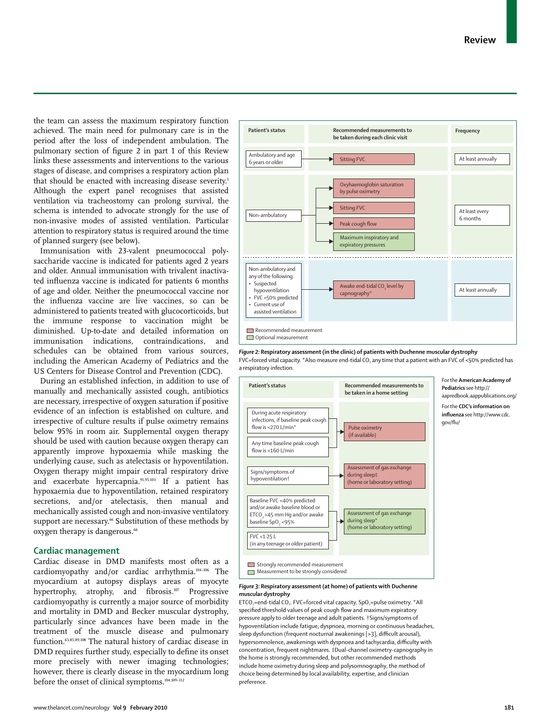the team can assess the maximum respiratory function achieved. The main need for pulmonary care is in the period after the loss of independent ambulation. The pulmonary section of figure 2 in part 1 of this Review links these assessments and interventions to the various stages of disease, and comprises a respiratory action plan that should be enacted with increasing disease severity.[1] Although the expert panel recognises that assisted ventilation via tracheostomy can prolong survival, the schema is intended to advocate strongly for the use of non-invasive modes of assisted ventilation. Particular attention to respiratory status is required around the time of planned surgery (see below).

Immunisation with 23-valent pneumococcal polysaccharide vaccine is indicated for patients aged 2 years and older. Annual immunisation with trivalent inactivated influenza vaccine is indicated for patients 6 months of age and older. Neither the pneumococcal vaccine nor the influenza vaccine are live vaccines, so can be administered to patients treated with glucocorticoids, but the immune response to vaccination might be diminished. Up-to-date and detailed information on immunisation indications, contraindications, and schedules can be obtained from various sources, including the American Academy of Pediatrics and the US Centers for Disease Control and Prevention (CDC).

During an established infection, in addition to use of manually and mechanically assisted cough, antibiotics are necessary, irrespective of oxygen saturation if positive evidence of an infection is established on culture, and irrespective of culture results if pulse oximetry remains below 95% in room air. Supplemental oxygen therapy should be used with caution because oxygen therapy can apparently improve hypoxaemia while masking the underlying cause, such as atelectasis or hypoventilation. Oxygen therapy might impair central respiratory drive and exacerbate hypercapnia.[91,95,103] If a patient has hypoxaemia due to hypoventilation, retained respiratory secretions, and/or atelectasis, then manual and mechanically assisted cough and non-invasive ventilatory support are necessary.[66] Substitution of these methods by oxygen therapy is dangerous.[66]

## Cardiac management

Cardiac disease in DMD manifests most often as a cardiomyopathy and/or cardiac arrhythmia.[104–106] The myocardium at autopsy displays areas of myocyte hypertrophy, atrophy, and fibrosis.[107] Progressive cardiomyopathy is currently a major source of morbidity and mortality in DMD and Becker muscular dystrophy, particularly since advances have been made in the treatment of the muscle disease and pulmonary function.[65,85,89,108] The natural history of cardiac disease in DMD requires further study, especially to define its onset more precisely with newer imaging technologies; however, there is clearly disease in the myocardium long before the onset of clinical symptoms.[104,109–112]

| Patient's status | Recommended measurements to be taken during each clinic visit | Frequency |
|---|---|---|
| Ambulatory and age 6 years or older | Sitting FVC (recommended) | At least annually |
| Non-ambulatory | Oxyhaemoglobin saturation by pulse oximetry (recommended); Sitting FVC (recommended); Peak cough flow (recommended); Maximum inspiratory and expiratory pressures (optional) | At least every 6 months |
| Non-ambulatory and any of the following: • Suspected hypoventilation • FVC <50% predicted • Current use of assisted ventilation | Awake end-tidal $CO_2$ level by capnography* (recommended) | At least annually |

Recommended measurement / Optional measurement

*Figure 2:* **Respiratory assessment (in the clinic) of patients with Duchenne muscular dystrophy**
FVC=forced vital capacity. *Also measure end-tidal $CO_2$ any time that a patient with an FVC of <50% predicted has a respiratory infection.

| Patient's status | Recommended measurements to be taken in a home setting |
|---|---|
| During acute respiratory infections, if baseline peak cough flow is <270 L/min*; Any time baseline peak cough flow is <160 L/min | Pulse oximetry (if available) (strongly recommended) |
| Signs/symptoms of hypoventilation† | Assessment of gas exchange during sleep‡ (home or laboratory setting) (strongly recommended) |
| Baseline FVC <40% predicted and/or awake baseline blood or $ETCO_2$ >45 mm Hg and/or awake baseline $SpO_2$ <95%; FVC <1·25 L (in any teenage or older patient) | Assessment of gas exchange during sleep* (home or laboratory setting) (to be strongly considered) |

Strongly recommended measurement / Measurement to be strongly considered

*Figure 3:* **Respiratory assessment (at home) of patients with Duchenne muscular dystrophy**
$ETCO_2$=end-tidal $CO_2$. FVC=forced vital capacity. $SpO_2$=pulse oximetry. *All specified threshold values of peak cough flow and maximum expiratory pressure apply to older teenage and adult patients. †Signs/symptoms of hypoventilation include fatigue, dyspnoea, morning or continuous headaches, sleep dysfunction (frequent nocturnal awakenings [>3], difficult arousal), hypersomnolence, awakenings with dyspnoea and tachycardia, difficulty with concentration, frequent nightmares. ‡Dual-channel oximetry-capnography in the home is strongly recommended, but other recommended methods include home oximetry during sleep and polysomnography, the method of choice being determined by local availability, expertise, and clinician preference.

For the **American Academy of Pediatrics** see http://aapredbook.aappublications.org/

For the **CDC's information on influenza** see http://www.cdc.gov/flu/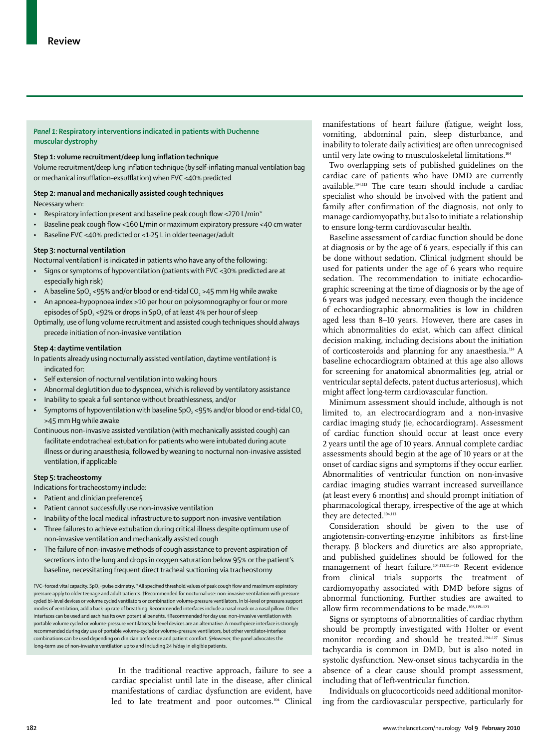### *Panel 1:* Respiratory interventions indicated in patients with Duchenne muscular dystrophy

**Step 1: volume recruitment/deep lung inflation technique**

Volume recruitment/deep lung inflation technique (by self-inflating manual ventilation bag or mechanical insufflation–exsufflation) when FVC <40% predicted

**Step 2: manual and mechanically assisted cough techniques**

Necessary when:

- Respiratory infection present and baseline peak cough flow <270 L/min*
- Baseline peak cough flow <160 L/min or maximum expiratory pressure <40 cm water
- Baseline FVC <40% predicted or <1·25 L in older teenager/adult

**Step 3: nocturnal ventilation**

Nocturnal ventilation† is indicated in patients who have any of the following:

- Signs or symptoms of hypoventilation (patients with FVC <30% predicted are at especially high risk)
- A baseline $SpO_2$ <95% and/or blood or end-tidal $CO_2$ >45 mm Hg while awake
- An apnoea–hypopnoea index >10 per hour on polysomnography or four or more episodes of $SpO_2$ <92% or drops in $SpO_2$ of at least 4% per hour of sleep

Optimally, use of lung volume recruitment and assisted cough techniques should always precede initiation of non-invasive ventilation

**Step 4: daytime ventilation**

In patients already using nocturnally assisted ventilation, daytime ventilation‡ is indicated for:

- Self extension of nocturnal ventilation into waking hours
- Abnormal deglutition due to dyspnoea, which is relieved by ventilatory assistance
- Inability to speak a full sentence without breathlessness, and/or
- Symptoms of hypoventilation with baseline $SpO_2$ <95% and/or blood or end-tidal $CO_2$ >45 mm Hg while awake

Continuous non-invasive assisted ventilation (with mechanically assisted cough) can facilitate endotracheal extubation for patients who were intubated during acute illness or during anaesthesia, followed by weaning to nocturnal non-invasive assisted ventilation, if applicable

**Step 5: tracheostomy**

Indications for tracheostomy include:

- Patient and clinician preference§
- Patient cannot successfully use non-invasive ventilation
- Inability of the local medical infrastructure to support non-invasive ventilation
- Three failures to achieve extubation during critical illness despite optimum use of non-invasive ventilation and mechanically assisted cough
- The failure of non-invasive methods of cough assistance to prevent aspiration of secretions into the lung and drops in oxygen saturation below 95% or the patient's baseline, necessitating frequent direct tracheal suctioning via tracheostomy

FVC=forced vital capacity. $SpO_2$=pulse oximetry. *All specified threshold values of peak cough flow and maximum expiratory pressure apply to older teenage and adult patients. †Recommended for nocturnal use: non-invasive ventilation with pressure cycled bi-level devices or volume cycled ventilators or combination volume-pressure ventilators. In bi-level or pressure support modes of ventilation, add a back-up rate of breathing. Recommended interfaces include a nasal mask or a nasal pillow. Other interfaces can be used and each has its own potential benefits. ‡Recommended for day use: non-invasive ventilation with portable volume cycled or volume-pressure ventilators; bi-level devices are an alternative. A mouthpiece interface is strongly recommended during day use of portable volume-cycled or volume-pressure ventilators, but other ventilator-interface combinations can be used depending on clinician preference and patient comfort. §However, the panel advocates the long-term use of non-invasive ventilation up to and including 24 h/day in eligible patients.

In the traditional reactive approach, failure to see a cardiac specialist until late in the disease, after clinical manifestations of cardiac dysfunction are evident, have led to late treatment and poor outcomes.[104] Clinical manifestations of heart failure (fatigue, weight loss, vomiting, abdominal pain, sleep disturbance, and inability to tolerate daily activities) are often unrecognised until very late owing to musculoskeletal limitations.[104]

Two overlapping sets of published guidelines on the cardiac care of patients who have DMD are currently available.[104,113] The care team should include a cardiac specialist who should be involved with the patient and family after confirmation of the diagnosis, not only to manage cardiomyopathy, but also to initiate a relationship to ensure long-term cardiovascular health.

Baseline assessment of cardiac function should be done at diagnosis or by the age of 6 years, especially if this can be done without sedation. Clinical judgment should be used for patients under the age of 6 years who require sedation. The recommendation to initiate echocardiographic screening at the time of diagnosis or by the age of 6 years was judged necessary, even though the incidence of echocardiographic abnormalities is low in children aged less than 8–10 years. However, there are cases in which abnormalities do exist, which can affect clinical decision making, including decisions about the initiation of corticosteroids and planning for any anaesthesia.[114] A baseline echocardiogram obtained at this age also allows for screening for anatomical abnormalities (eg, atrial or ventricular septal defects, patent ductus arteriosus), which might affect long-term cardiovascular function.

Minimum assessment should include, although is not limited to, an electrocardiogram and a non-invasive cardiac imaging study (ie, echocardiogram). Assessment of cardiac function should occur at least once every 2 years until the age of 10 years. Annual complete cardiac assessments should begin at the age of 10 years or at the onset of cardiac signs and symptoms if they occur earlier. Abnormalities of ventricular function on non-invasive cardiac imaging studies warrant increased surveillance (at least every 6 months) and should prompt initiation of pharmacological therapy, irrespective of the age at which they are detected.[104,113]

Consideration should be given to the use of angiotensin-converting-enzyme inhibitors as first-line therapy. β blockers and diuretics are also appropriate, and published guidelines should be followed for the management of heart failure.[104,113,115–118] Recent evidence from clinical trials supports the treatment of cardiomyopathy associated with DMD before signs of abnormal functioning. Further studies are awaited to allow firm recommendations to be made.[108,119–123]

Signs or symptoms of abnormalities of cardiac rhythm should be promptly investigated with Holter or event monitor recording and should be treated.[124–127] Sinus tachycardia is common in DMD, but is also noted in systolic dysfunction. New-onset sinus tachycardia in the absence of a clear cause should prompt assessment, including that of left-ventricular function.

Individuals on glucocorticoids need additional monitoring from the cardiovascular perspective, particularly for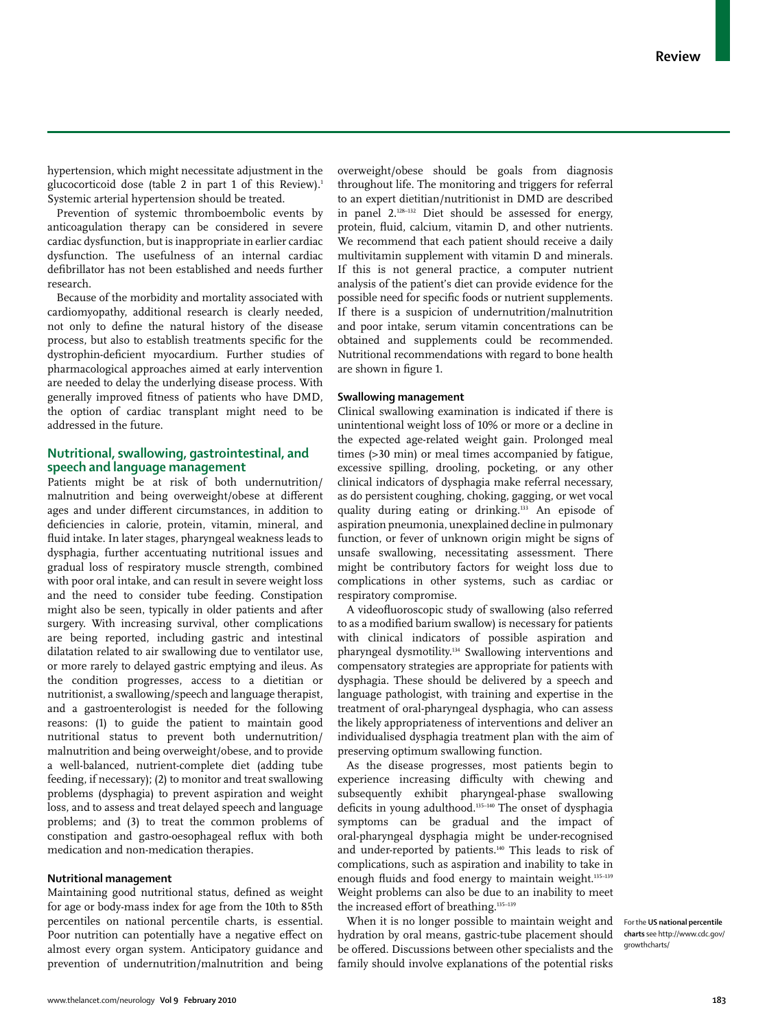hypertension, which might necessitate adjustment in the glucocorticoid dose (table 2 in part 1 of this Review).[1] Systemic arterial hypertension should be treated.

Prevention of systemic thromboembolic events by anticoagulation therapy can be considered in severe cardiac dysfunction, but is inappropriate in earlier cardiac dysfunction. The usefulness of an internal cardiac defibrillator has not been established and needs further research.

Because of the morbidity and mortality associated with cardiomyopathy, additional research is clearly needed, not only to define the natural history of the disease process, but also to establish treatments specific for the dystrophin-deficient myocardium. Further studies of pharmacological approaches aimed at early intervention are needed to delay the underlying disease process. With generally improved fitness of patients who have DMD, the option of cardiac transplant might need to be addressed in the future.

## Nutritional, swallowing, gastrointestinal, and speech and language management

Patients might be at risk of both undernutrition/malnutrition and being overweight/obese at different ages and under different circumstances, in addition to deficiencies in calorie, protein, vitamin, mineral, and fluid intake. In later stages, pharyngeal weakness leads to dysphagia, further accentuating nutritional issues and gradual loss of respiratory muscle strength, combined with poor oral intake, and can result in severe weight loss and the need to consider tube feeding. Constipation might also be seen, typically in older patients and after surgery. With increasing survival, other complications are being reported, including gastric and intestinal dilatation related to air swallowing due to ventilator use, or more rarely to delayed gastric emptying and ileus. As the condition progresses, access to a dietitian or nutritionist, a swallowing/speech and language therapist, and a gastroenterologist is needed for the following reasons: (1) to guide the patient to maintain good nutritional status to prevent both undernutrition/malnutrition and being overweight/obese, and to provide a well-balanced, nutrient-complete diet (adding tube feeding, if necessary); (2) to monitor and treat swallowing problems (dysphagia) to prevent aspiration and weight loss, and to assess and treat delayed speech and language problems; and (3) to treat the common problems of constipation and gastro-oesophageal reflux with both medication and non-medication therapies.

### Nutritional management

Maintaining good nutritional status, defined as weight for age or body-mass index for age from the 10th to 85th percentiles on national percentile charts, is essential. Poor nutrition can potentially have a negative effect on almost every organ system. Anticipatory guidance and prevention of undernutrition/malnutrition and being overweight/obese should be goals from diagnosis throughout life. The monitoring and triggers for referral to an expert dietitian/nutritionist in DMD are described in panel 2.[128–132] Diet should be assessed for energy, protein, fluid, calcium, vitamin D, and other nutrients. We recommend that each patient should receive a daily multivitamin supplement with vitamin D and minerals. If this is not general practice, a computer nutrient analysis of the patient's diet can provide evidence for the possible need for specific foods or nutrient supplements. If there is a suspicion of undernutrition/malnutrition and poor intake, serum vitamin concentrations can be obtained and supplements could be recommended. Nutritional recommendations with regard to bone health are shown in figure 1.

For the **US national percentile charts** see http://www.cdc.gov/growthcharts/

### Swallowing management

Clinical swallowing examination is indicated if there is unintentional weight loss of 10% or more or a decline in the expected age-related weight gain. Prolonged meal times (>30 min) or meal times accompanied by fatigue, excessive spilling, drooling, pocketing, or any other clinical indicators of dysphagia make referral necessary, as do persistent coughing, choking, gagging, or wet vocal quality during eating or drinking.[133] An episode of aspiration pneumonia, unexplained decline in pulmonary function, or fever of unknown origin might be signs of unsafe swallowing, necessitating assessment. There might be contributory factors for weight loss due to complications in other systems, such as cardiac or respiratory compromise.

A videofluoroscopic study of swallowing (also referred to as a modified barium swallow) is necessary for patients with clinical indicators of possible aspiration and pharyngeal dysmotility.[134] Swallowing interventions and compensatory strategies are appropriate for patients with dysphagia. These should be delivered by a speech and language pathologist, with training and expertise in the treatment of oral-pharyngeal dysphagia, who can assess the likely appropriateness of interventions and deliver an individualised dysphagia treatment plan with the aim of preserving optimum swallowing function.

As the disease progresses, most patients begin to experience increasing difficulty with chewing and subsequently exhibit pharyngeal-phase swallowing deficits in young adulthood.[135–140] The onset of dysphagia symptoms can be gradual and the impact of oral-pharyngeal dysphagia might be under-recognised and under-reported by patients.[140] This leads to risk of complications, such as aspiration and inability to take in enough fluids and food energy to maintain weight.[135–139] Weight problems can also be due to an inability to meet the increased effort of breathing.[135–139]

When it is no longer possible to maintain weight and hydration by oral means, gastric-tube placement should be offered. Discussions between other specialists and the family should involve explanations of the potential risks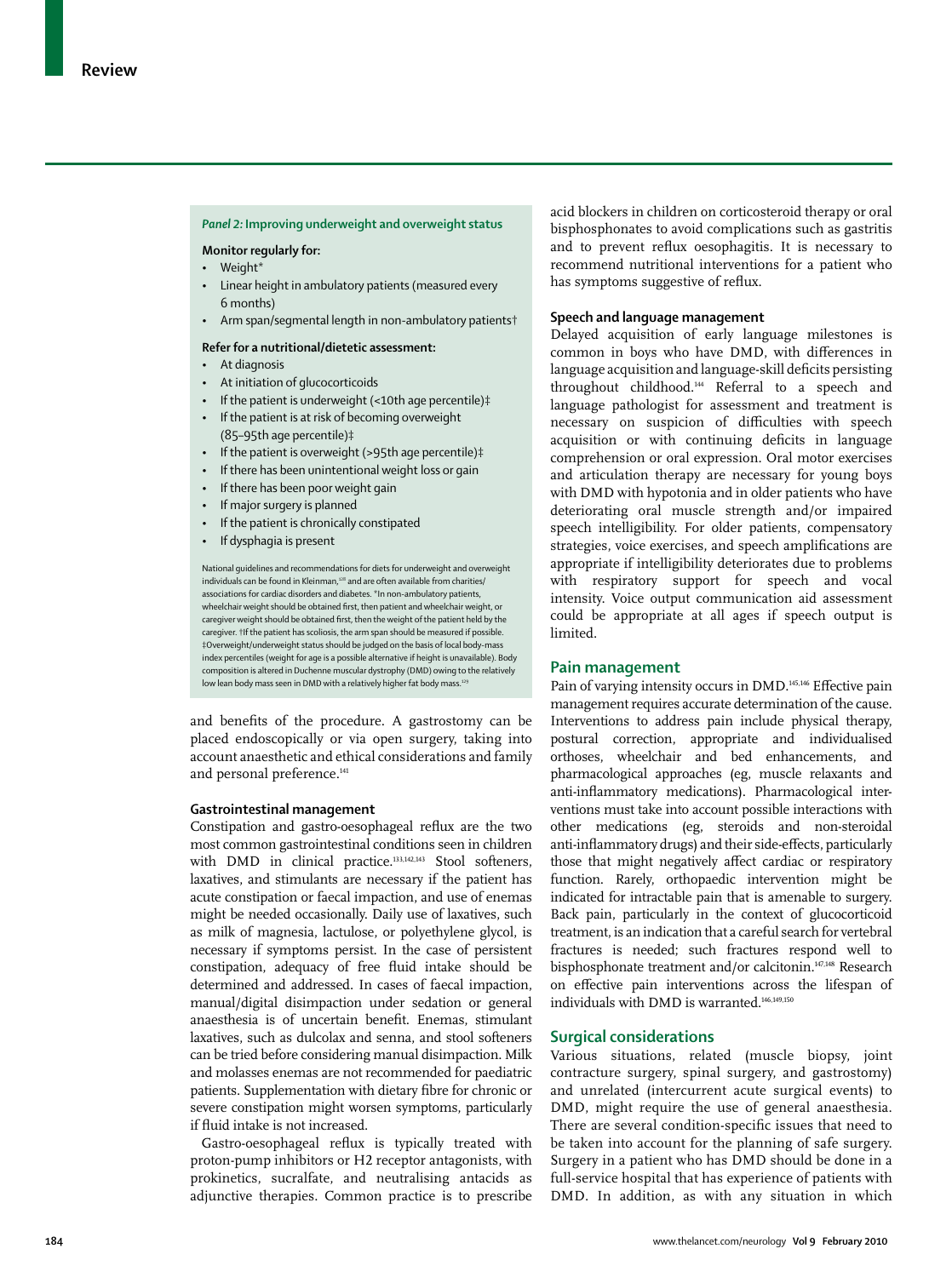*Panel 2:* **Improving underweight and overweight status**

**Monitor regularly for:**

- Weight*
- Linear height in ambulatory patients (measured every 6 months)
- Arm span/segmental length in non-ambulatory patients†

**Refer for a nutritional/dietetic assessment:**

- At diagnosis
- At initiation of glucocorticoids
- If the patient is underweight (<10th age percentile)‡
- If the patient is at risk of becoming overweight (85–95th age percentile)‡
- If the patient is overweight (>95th age percentile)‡
- If there has been unintentional weight loss or gain
- If there has been poor weight gain
- If major surgery is planned
- If the patient is chronically constipated
- If dysphagia is present

National guidelines and recommendations for diets for underweight and overweight individuals can be found in Kleinman,[128] and are often available from charities/associations for cardiac disorders and diabetes. *In non-ambulatory patients, wheelchair weight should be obtained first, then patient and wheelchair weight, or caregiver weight should be obtained first, then the weight of the patient held by the caregiver. †If the patient has scoliosis, the arm span should be measured if possible. ‡Overweight/underweight status should be judged on the basis of local body-mass index percentiles (weight for age is a possible alternative if height is unavailable). Body composition is altered in Duchenne muscular dystrophy (DMD) owing to the relatively low lean body mass seen in DMD with a relatively higher fat body mass.[129]

and benefits of the procedure. A gastrostomy can be placed endoscopically or via open surgery, taking into account anaesthetic and ethical considerations and family and personal preference.[141]

### Gastrointestinal management

Constipation and gastro-oesophageal reflux are the two most common gastrointestinal conditions seen in children with DMD in clinical practice.[133,142,143] Stool softeners, laxatives, and stimulants are necessary if the patient has acute constipation or faecal impaction, and use of enemas might be needed occasionally. Daily use of laxatives, such as milk of magnesia, lactulose, or polyethylene glycol, is necessary if symptoms persist. In the case of persistent constipation, adequacy of free fluid intake should be determined and addressed. In cases of faecal impaction, manual/digital disimpaction under sedation or general anaesthesia is of uncertain benefit. Enemas, stimulant laxatives, such as dulcolax and senna, and stool softeners can be tried before considering manual disimpaction. Milk and molasses enemas are not recommended for paediatric patients. Supplementation with dietary fibre for chronic or severe constipation might worsen symptoms, particularly if fluid intake is not increased.

Gastro-oesophageal reflux is typically treated with proton-pump inhibitors or H2 receptor antagonists, with prokinetics, sucralfate, and neutralising antacids as adjunctive therapies. Common practice is to prescribe acid blockers in children on corticosteroid therapy or oral bisphosphonates to avoid complications such as gastritis and to prevent reflux oesophagitis. It is necessary to recommend nutritional interventions for a patient who has symptoms suggestive of reflux.

### Speech and language management

Delayed acquisition of early language milestones is common in boys who have DMD, with differences in language acquisition and language-skill deficits persisting throughout childhood.[144] Referral to a speech and language pathologist for assessment and treatment is necessary on suspicion of difficulties with speech acquisition or with continuing deficits in language comprehension or oral expression. Oral motor exercises and articulation therapy are necessary for young boys with DMD with hypotonia and in older patients who have deteriorating oral muscle strength and/or impaired speech intelligibility. For older patients, compensatory strategies, voice exercises, and speech amplifications are appropriate if intelligibility deteriorates due to problems with respiratory support for speech and vocal intensity. Voice output communication aid assessment could be appropriate at all ages if speech output is limited.

## Pain management

Pain of varying intensity occurs in DMD.[145,146] Effective pain management requires accurate determination of the cause. Interventions to address pain include physical therapy, postural correction, appropriate and individualised orthoses, wheelchair and bed enhancements, and pharmacological approaches (eg, muscle relaxants and anti-inflammatory medications). Pharmacological interventions must take into account possible interactions with other medications (eg, steroids and non-steroidal anti-inflammatory drugs) and their side-effects, particularly those that might negatively affect cardiac or respiratory function. Rarely, orthopaedic intervention might be indicated for intractable pain that is amenable to surgery. Back pain, particularly in the context of glucocorticoid treatment, is an indication that a careful search for vertebral fractures is needed; such fractures respond well to bisphosphonate treatment and/or calcitonin.[147,148] Research on effective pain interventions across the lifespan of individuals with DMD is warranted.[146,149,150]

## Surgical considerations

Various situations, related (muscle biopsy, joint contracture surgery, spinal surgery, and gastrostomy) and unrelated (intercurrent acute surgical events) to DMD, might require the use of general anaesthesia. There are several condition-specific issues that need to be taken into account for the planning of safe surgery. Surgery in a patient who has DMD should be done in a full-service hospital that has experience of patients with DMD. In addition, as with any situation in which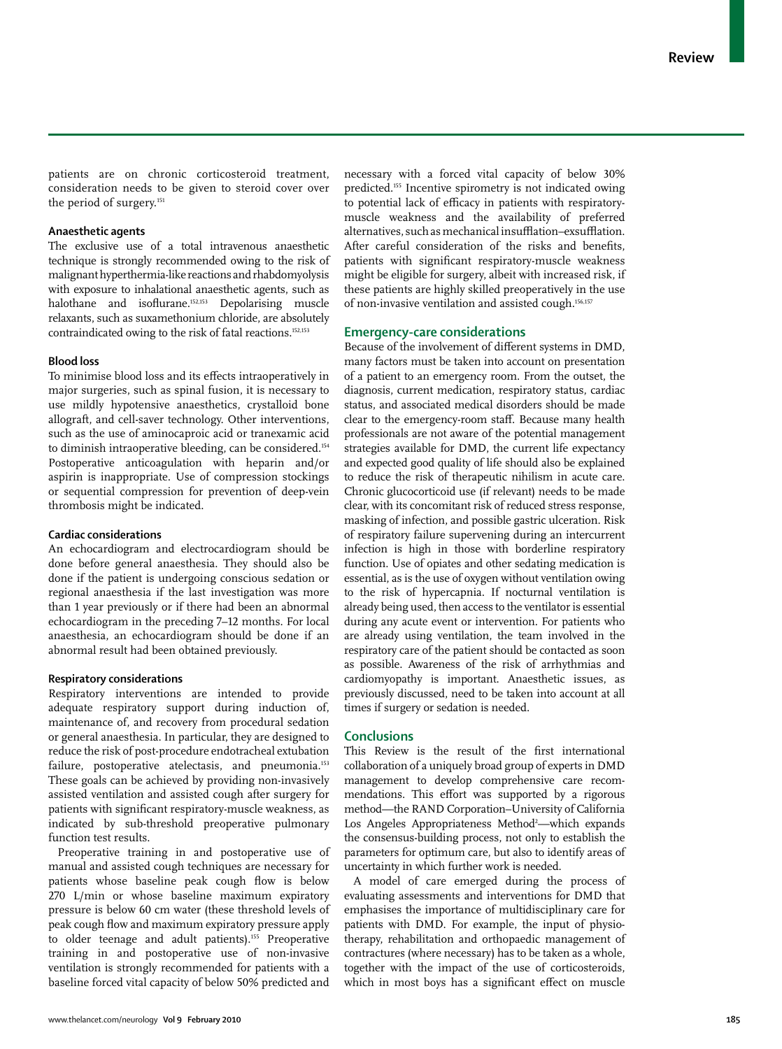patients are on chronic corticosteroid treatment, consideration needs to be given to steroid cover over the period of surgery.[151]

### Anaesthetic agents

The exclusive use of a total intravenous anaesthetic technique is strongly recommended owing to the risk of malignant hyperthermia-like reactions and rhabdomyolysis with exposure to inhalational anaesthetic agents, such as halothane and isoflurane.[152,153] Depolarising muscle relaxants, such as suxamethonium chloride, are absolutely contraindicated owing to the risk of fatal reactions.[152,153]

### Blood loss

To minimise blood loss and its effects intraoperatively in major surgeries, such as spinal fusion, it is necessary to use mildly hypotensive anaesthetics, crystalloid bone allograft, and cell-saver technology. Other interventions, such as the use of aminocaproic acid or tranexamic acid to diminish intraoperative bleeding, can be considered.[154] Postoperative anticoagulation with heparin and/or aspirin is inappropriate. Use of compression stockings or sequential compression for prevention of deep-vein thrombosis might be indicated.

### Cardiac considerations

An echocardiogram and electrocardiogram should be done before general anaesthesia. They should also be done if the patient is undergoing conscious sedation or regional anaesthesia if the last investigation was more than 1 year previously or if there had been an abnormal echocardiogram in the preceding 7–12 months. For local anaesthesia, an echocardiogram should be done if an abnormal result had been obtained previously.

### Respiratory considerations

Respiratory interventions are intended to provide adequate respiratory support during induction of, maintenance of, and recovery from procedural sedation or general anaesthesia. In particular, they are designed to reduce the risk of post-procedure endotracheal extubation failure, postoperative atelectasis, and pneumonia.[153] These goals can be achieved by providing non-invasively assisted ventilation and assisted cough after surgery for patients with significant respiratory-muscle weakness, as indicated by sub-threshold preoperative pulmonary function test results.

Preoperative training in and postoperative use of manual and assisted cough techniques are necessary for patients whose baseline peak cough flow is below 270 L/min or whose baseline maximum expiratory pressure is below 60 cm water (these threshold levels of peak cough flow and maximum expiratory pressure apply to older teenage and adult patients).[155] Preoperative training in and postoperative use of non-invasive ventilation is strongly recommended for patients with a baseline forced vital capacity of below 50% predicted and necessary with a forced vital capacity of below 30% predicted.[155] Incentive spirometry is not indicated owing to potential lack of efficacy in patients with respiratory-muscle weakness and the availability of preferred alternatives, such as mechanical insufflation–exsufflation. After careful consideration of the risks and benefits, patients with significant respiratory-muscle weakness might be eligible for surgery, albeit with increased risk, if these patients are highly skilled preoperatively in the use of non-invasive ventilation and assisted cough.[156,157]

## Emergency-care considerations

Because of the involvement of different systems in DMD, many factors must be taken into account on presentation of a patient to an emergency room. From the outset, the diagnosis, current medication, respiratory status, cardiac status, and associated medical disorders should be made clear to the emergency-room staff. Because many health professionals are not aware of the potential management strategies available for DMD, the current life expectancy and expected good quality of life should also be explained to reduce the risk of therapeutic nihilism in acute care. Chronic glucocorticoid use (if relevant) needs to be made clear, with its concomitant risk of reduced stress response, masking of infection, and possible gastric ulceration. Risk of respiratory failure supervening during an intercurrent infection is high in those with borderline respiratory function. Use of opiates and other sedating medication is essential, as is the use of oxygen without ventilation owing to the risk of hypercapnia. If nocturnal ventilation is already being used, then access to the ventilator is essential during any acute event or intervention. For patients who are already using ventilation, the team involved in the respiratory care of the patient should be contacted as soon as possible. Awareness of the risk of arrhythmias and cardiomyopathy is important. Anaesthetic issues, as previously discussed, need to be taken into account at all times if surgery or sedation is needed.

## Conclusions

This Review is the result of the first international collaboration of a uniquely broad group of experts in DMD management to develop comprehensive care recommendations. This effort was supported by a rigorous method—the RAND Corporation–University of California Los Angeles Appropriateness Method[2]—which expands the consensus-building process, not only to establish the parameters for optimum care, but also to identify areas of uncertainty in which further work is needed.

A model of care emerged during the process of evaluating assessments and interventions for DMD that emphasises the importance of multidisciplinary care for patients with DMD. For example, the input of physiotherapy, rehabilitation and orthopaedic management of contractures (where necessary) has to be taken as a whole, together with the impact of the use of corticosteroids, which in most boys has a significant effect on muscle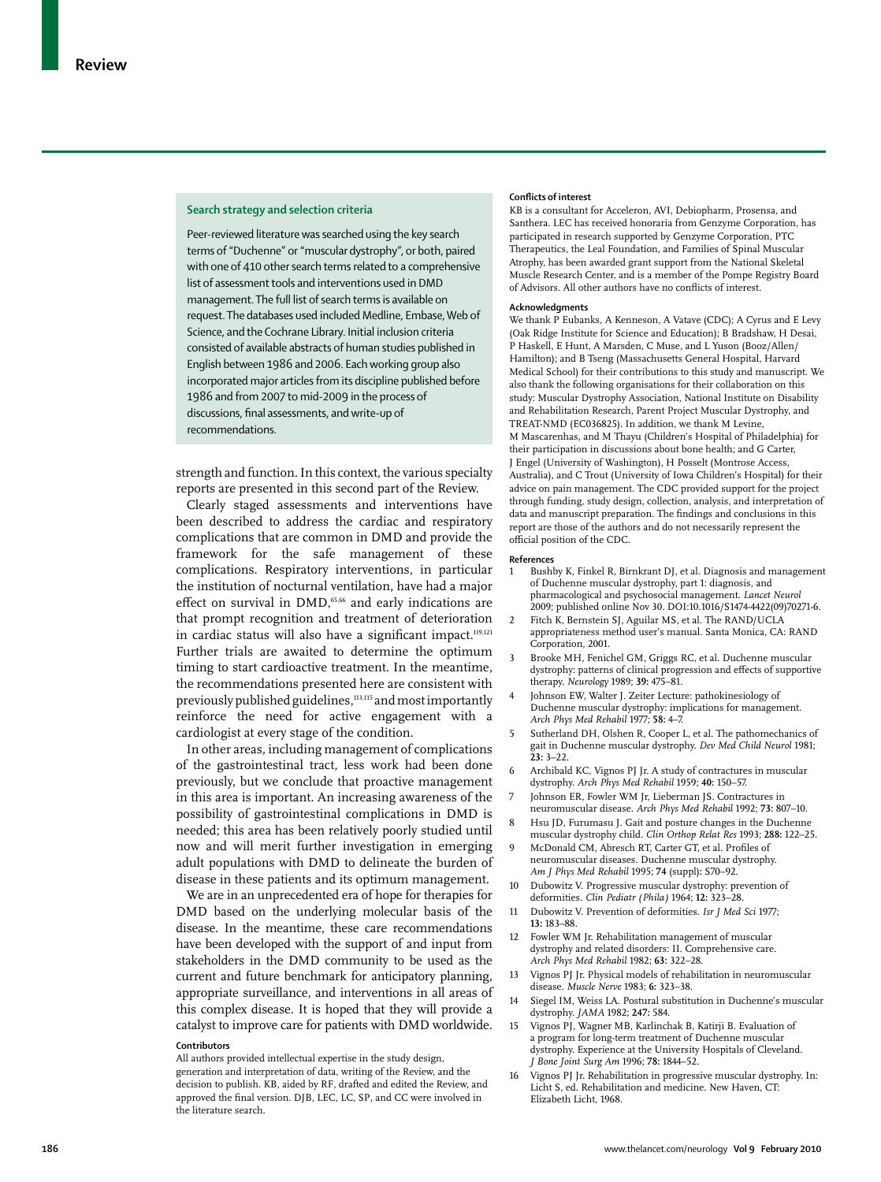## Search strategy and selection criteria

Peer-reviewed literature was searched using the key search terms of "Duchenne" or "muscular dystrophy", or both, paired with one of 410 other search terms related to a comprehensive list of assessment tools and interventions used in DMD management. The full list of search terms is available on request. The databases used included Medline, Embase, Web of Science, and the Cochrane Library. Initial inclusion criteria consisted of available abstracts of human studies published in English between 1986 and 2006. Each working group also incorporated major articles from its discipline published before 1986 and from 2007 to mid-2009 in the process of discussions, final assessments, and write-up of recommendations.

strength and function. In this context, the various specialty reports are presented in this second part of the Review.

Clearly staged assessments and interventions have been described to address the cardiac and respiratory complications that are common in DMD and provide the framework for the safe management of these complications. Respiratory interventions, in particular the institution of nocturnal ventilation, have had a major effect on survival in DMD,[65,66] and early indications are that prompt recognition and treatment of deterioration in cardiac status will also have a significant impact.[119,121] Further trials are awaited to determine the optimum timing to start cardioactive treatment. In the meantime, the recommendations presented here are consistent with previously published guidelines,[113,115] and most importantly reinforce the need for active engagement with a cardiologist at every stage of the condition.

In other areas, including management of complications of the gastrointestinal tract, less work had been done previously, but we conclude that proactive management in this area is important. An increasing awareness of the possibility of gastrointestinal complications in DMD is needed; this area has been relatively poorly studied until now and will merit further investigation in emerging adult populations with DMD to delineate the burden of disease in these patients and its optimum management.

We are in an unprecedented era of hope for therapies for DMD based on the underlying molecular basis of the disease. In the meantime, these care recommendations have been developed with the support of and input from stakeholders in the DMD community to be used as the current and future benchmark for anticipatory planning, appropriate surveillance, and interventions in all areas of this complex disease. It is hoped that they will provide a catalyst to improve care for patients with DMD worldwide.

#### Contributors

All authors provided intellectual expertise in the study design, generation and interpretation of data, writing of the Review, and the decision to publish. KB, aided by RF, drafted and edited the Review, and approved the final version. DJB, LEC, LC, SP, and CC were involved in the literature search.

#### Conflicts of interest

KB is a consultant for Acceleron, AVI, Debiopharm, Prosensa, and Santhera. LEC has received honoraria from Genzyme Corporation, has participated in research supported by Genzyme Corporation, PTC Therapeutics, the Leal Foundation, and Families of Spinal Muscular Atrophy, has been awarded grant support from the National Skeletal Muscle Research Center, and is a member of the Pompe Registry Board of Advisors. All other authors have no conflicts of interest.

#### Acknowledgments

We thank P Eubanks, A Kenneson, A Vatave (CDC); A Cyrus and E Levy (Oak Ridge Institute for Science and Education); B Bradshaw, H Desai, P Haskell, E Hunt, A Marsden, C Muse, and L Yuson (Booz/Allen/Hamilton); and B Tseng (Massachusetts General Hospital, Harvard Medical School) for their contributions to this study and manuscript. We also thank the following organisations for their collaboration on this study: Muscular Dystrophy Association, National Institute on Disability and Rehabilitation Research, Parent Project Muscular Dystrophy, and TREAT-NMD (EC036825). In addition, we thank M Levine, M Mascarenhas, and M Thayu (Children's Hospital of Philadelphia) for their participation in discussions about bone health; and G Carter, J Engel (University of Washington), H Posselt (Montrose Access, Australia), and C Trout (University of Iowa Children's Hospital) for their advice on pain management. The CDC provided support for the project through funding, study design, collection, analysis, and interpretation of data and manuscript preparation. The findings and conclusions in this report are those of the authors and do not necessarily represent the official position of the CDC.

#### References

1. Bushby K, Finkel R, Birnkrant DJ, et al. Diagnosis and management of Duchenne muscular dystrophy, part 1: diagnosis, and pharmacological and psychosocial management. *Lancet Neurol* 2009; published online Nov 30. DOI:10.1016/S1474-4422(09)70271-6.
2. Fitch K, Bernstein SJ, Aguilar MS, et al. The RAND/UCLA appropriateness method user's manual. Santa Monica, CA: RAND Corporation, 2001.
3. Brooke MH, Fenichel GM, Griggs RC, et al. Duchenne muscular dystrophy: patterns of clinical progression and effects of supportive therapy. *Neurology* 1989; **39:** 475–81.
4. Johnson EW, Walter J. Zeiter Lecture: pathokinesiology of Duchenne muscular dystrophy: implications for management. *Arch Phys Med Rehabil* 1977; **58:** 4–7.
5. Sutherland DH, Olshen R, Cooper L, et al. The pathomechanics of gait in Duchenne muscular dystrophy. *Dev Med Child Neurol* 1981; **23:** 3–22.
6. Archibald KC, Vignos PJ Jr. A study of contractures in muscular dystrophy. *Arch Phys Med Rehabil* 1959; **40:** 150–57.
7. Johnson ER, Fowler WM Jr, Lieberman JS. Contractures in neuromuscular disease. *Arch Phys Med Rehabil* 1992; **73:** 807–10.
8. Hsu JD, Furumasu J. Gait and posture changes in the Duchenne muscular dystrophy child. *Clin Orthop Relat Res* 1993; **288:** 122–25.
9. McDonald CM, Abresch RT, Carter GT, et al. Profiles of neuromuscular diseases. Duchenne muscular dystrophy. *Am J Phys Med Rehabil* 1995; **74** (suppl): S70–92.
10. Dubowitz V. Progressive muscular dystrophy: prevention of deformities. *Clin Pediatr (Phila)* 1964; **12:** 323–28.
11. Dubowitz V. Prevention of deformities. *Isr J Med Sci* 1977; **13:** 183–88.
12. Fowler WM Jr. Rehabilitation management of muscular dystrophy and related disorders: II. Comprehensive care. *Arch Phys Med Rehabil* 1982; **63:** 322–28.
13. Vignos PJ Jr. Physical models of rehabilitation in neuromuscular disease. *Muscle Nerve* 1983; **6:** 323–38.
14. Siegel IM, Weiss LA. Postural substitution in Duchenne's muscular dystrophy. *JAMA* 1982; **247:** 584.
15. Vignos PJ, Wagner MB, Karlinchak B, Katirji B. Evaluation of a program for long-term treatment of Duchenne muscular dystrophy. Experience at the University Hospitals of Cleveland. *J Bone Joint Surg Am* 1996; **78:** 1844–52.
16. Vignos PJ Jr. Rehabilitation in progressive muscular dystrophy. In: Licht S, ed. Rehabilitation and medicine. New Haven, CT: Elizabeth Licht, 1968.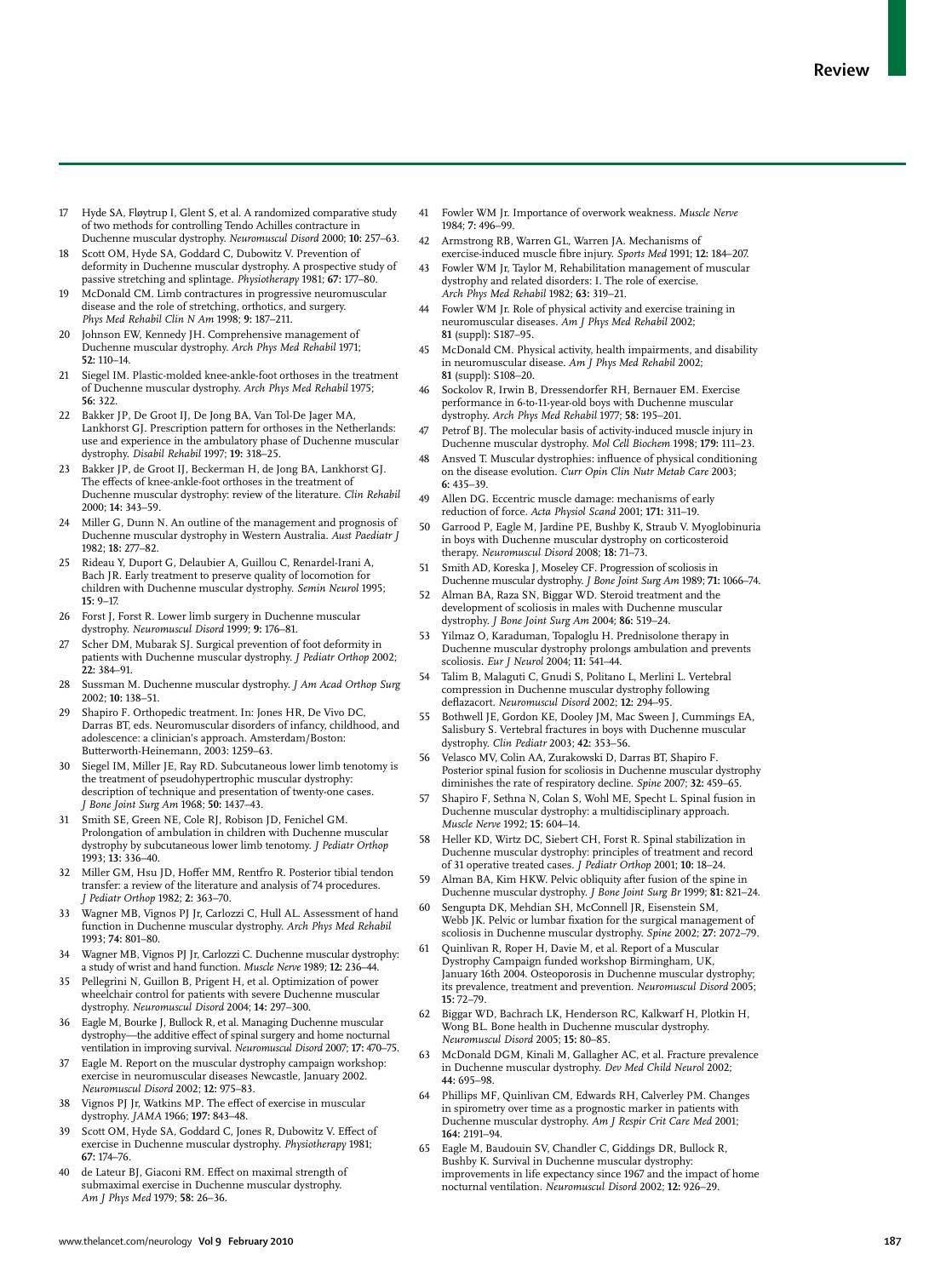17 Hyde SA, Fløytrup I, Glent S, et al. A randomized comparative study of two methods for controlling Tendo Achilles contracture in Duchenne muscular dystrophy. *Neuromuscul Disord* 2000; **10:** 257–63.

18 Scott OM, Hyde SA, Goddard C, Dubowitz V. Prevention of deformity in Duchenne muscular dystrophy. A prospective study of passive stretching and splintage. *Physiotherapy* 1981; **67:** 177–80.

19 McDonald CM. Limb contractures in progressive neuromuscular disease and the role of stretching, orthotics, and surgery. *Phys Med Rehabil Clin N Am* 1998; **9:** 187–211.

20 Johnson EW, Kennedy JH. Comprehensive management of Duchenne muscular dystrophy. *Arch Phys Med Rehabil* 1971; **52:** 110–14.

21 Siegel IM. Plastic-molded knee-ankle-foot orthoses in the treatment of Duchenne muscular dystrophy. *Arch Phys Med Rehabil* 1975; **56:** 322.

22 Bakker JP, De Groot IJ, De Jong BA, Van Tol-De Jager MA, Lankhorst GJ. Prescription pattern for orthoses in the Netherlands: use and experience in the ambulatory phase of Duchenne muscular dystrophy. *Disabil Rehabil* 1997; **19:** 318–25.

23 Bakker JP, de Groot IJ, Beckerman H, de Jong BA, Lankhorst GJ. The effects of knee-ankle-foot orthoses in the treatment of Duchenne muscular dystrophy: review of the literature. *Clin Rehabil* 2000; **14:** 343–59.

24 Miller G, Dunn N. An outline of the management and prognosis of Duchenne muscular dystrophy in Western Australia. *Aust Paediatr J* 1982; **18:** 277–82.

25 Rideau Y, Duport G, Delaubier A, Guillou C, Renardel-Irani A, Bach JR. Early treatment to preserve quality of locomotion for children with Duchenne muscular dystrophy. *Semin Neurol* 1995; **15:** 9–17.

26 Forst J, Forst R. Lower limb surgery in Duchenne muscular dystrophy. *Neuromuscul Disord* 1999; **9:** 176–81.

27 Scher DM, Mubarak SJ. Surgical prevention of foot deformity in patients with Duchenne muscular dystrophy. *J Pediatr Orthop* 2002; **22:** 384–91.

28 Sussman M. Duchenne muscular dystrophy. *J Am Acad Orthop Surg* 2002; **10:** 138–51.

29 Shapiro F. Orthopedic treatment. In: Jones HR, De Vivo DC, Darras BT, eds. Neuromuscular disorders of infancy, childhood, and adolescence: a clinician's approach. Amsterdam/Boston: Butterworth-Heinemann, 2003: 1259–63.

30 Siegel IM, Miller JE, Ray RD. Subcutaneous lower limb tenotomy is the treatment of pseudohypertrophic muscular dystrophy: description of technique and presentation of twenty-one cases. *J Bone Joint Surg Am* 1968; **50:** 1437–43.

31 Smith SE, Green NE, Cole RJ, Robison JD, Fenichel GM. Prolongation of ambulation in children with Duchenne muscular dystrophy by subcutaneous lower limb tenotomy. *J Pediatr Orthop* 1993; **13:** 336–40.

32 Miller GM, Hsu JD, Hoffer MM, Rentfro R. Posterior tibial tendon transfer: a review of the literature and analysis of 74 procedures. *J Pediatr Orthop* 1982; **2:** 363–70.

33 Wagner MB, Vignos PJ Jr, Carlozzi C, Hull AL. Assessment of hand function in Duchenne muscular dystrophy. *Arch Phys Med Rehabil* 1993; **74:** 801–80.

34 Wagner MB, Vignos PJ Jr, Carlozzi C. Duchenne muscular dystrophy: a study of wrist and hand function. *Muscle Nerve* 1989; **12:** 236–44.

35 Pellegrini N, Guillon B, Prigent H, et al. Optimization of power wheelchair control for patients with severe Duchenne muscular dystrophy. *Neuromuscul Disord* 2004; **14:** 297–300.

36 Eagle M, Bourke J, Bullock R, et al. Managing Duchenne muscular dystrophy—the additive effect of spinal surgery and home nocturnal ventilation in improving survival. *Neuromuscul Disord* 2007; **17:** 470–75.

37 Eagle M. Report on the muscular dystrophy campaign workshop: exercise in neuromuscular diseases Newcastle, January 2002. *Neuromuscul Disord* 2002; **12:** 975–83.

38 Vignos PJ Jr, Watkins MP. The effect of exercise in muscular dystrophy. *JAMA* 1966; **197:** 843–48.

39 Scott OM, Hyde SA, Goddard C, Jones R, Dubowitz V. Effect of exercise in Duchenne muscular dystrophy. *Physiotherapy* 1981; **67:** 174–76.

40 de Lateur BJ, Giaconi RM. Effect on maximal strength of submaximal exercise in Duchenne muscular dystrophy. *Am J Phys Med* 1979; **58:** 26–36.

41 Fowler WM Jr. Importance of overwork weakness. *Muscle Nerve* 1984; **7:** 496–99.

42 Armstrong RB, Warren GL, Warren JA. Mechanisms of exercise-induced muscle fibre injury. *Sports Med* 1991; **12:** 184–207.

43 Fowler WM Jr, Taylor M, Rehabilitation management of muscular dystrophy and related disorders: I. The role of exercise. *Arch Phys Med Rehabil* 1982; **63:** 319–21.

44 Fowler WM Jr. Role of physical activity and exercise training in neuromuscular diseases. *Am J Phys Med Rehabil* 2002; **81** (suppl): S187–95.

45 McDonald CM. Physical activity, health impairments, and disability in neuromuscular disease. *Am J Phys Med Rehabil* 2002; **81** (suppl): S108–20.

46 Sockolov R, Irwin B, Dressendorfer RH, Bernauer EM. Exercise performance in 6-to-11-year-old boys with Duchenne muscular dystrophy. *Arch Phys Med Rehabil* 1977; **58:** 195–201.

47 Petrof BJ. The molecular basis of activity-induced muscle injury in Duchenne muscular dystrophy. *Mol Cell Biochem* 1998; **179:** 111–23.

48 Ansved T. Muscular dystrophies: influence of physical conditioning on the disease evolution. *Curr Opin Clin Nutr Metab Care* 2003; **6:** 435–39.

49 Allen DG. Eccentric muscle damage: mechanisms of early reduction of force. *Acta Physiol Scand* 2001; **171:** 311–19.

50 Garrood P, Eagle M, Jardine PE, Bushby K, Straub V. Myoglobinuria in boys with Duchenne muscular dystrophy on corticosteroid therapy. *Neuromuscul Disord* 2008; **18:** 71–73.

51 Smith AD, Koreska J, Moseley CF. Progression of scoliosis in Duchenne muscular dystrophy. *J Bone Joint Surg Am* 1989; **71:** 1066–74.

52 Alman BA, Raza SN, Biggar WD. Steroid treatment and the development of scoliosis in males with Duchenne muscular dystrophy. *J Bone Joint Surg Am* 2004; **86:** 519–24.

53 Yilmaz O, Karaduman, Topaloglu H. Prednisolone therapy in Duchenne muscular dystrophy prolongs ambulation and prevents scoliosis. *Eur J Neurol* 2004; **11:** 541–44.

54 Talim B, Malaguti C, Gnudi S, Politano L, Merlini L. Vertebral compression in Duchenne muscular dystrophy following deflazacort. *Neuromuscul Disord* 2002; **12:** 294–95.

55 Bothwell JE, Gordon KE, Dooley JM, Mac Sween J, Cummings EA, Salisbury S. Vertebral fractures in boys with Duchenne muscular dystrophy. *Clin Pediatr* 2003; **42:** 353–56.

56 Velasco MV, Colin AA, Zurakowski D, Darras BT, Shapiro F. Posterior spinal fusion for scoliosis in Duchenne muscular dystrophy diminishes the rate of respiratory decline. *Spine* 2007; **32:** 459–65.

57 Shapiro F, Sethna N, Colan S, Wohl ME, Specht L. Spinal fusion in Duchenne muscular dystrophy: a multidisciplinary approach. *Muscle Nerve* 1992; **15:** 604–14.

58 Heller KD, Wirtz DC, Siebert CH, Forst R. Spinal stabilization in Duchenne muscular dystrophy: principles of treatment and record of 31 operative treated cases. *J Pediatr Orthop* 2001; **10:** 18–24.

59 Alman BA, Kim HKW. Pelvic obliquity after fusion of the spine in Duchenne muscular dystrophy. *J Bone Joint Surg Br* 1999; **81:** 821–24.

60 Sengupta DK, Mehdian SH, McConnell JR, Eisenstein SM, Webb JK. Pelvic or lumbar fixation for the surgical management of scoliosis in Duchenne muscular dystrophy. *Spine* 2002; **27:** 2072–79.

61 Quinlivan R, Roper H, Davie M, et al. Report of a Muscular Dystrophy Campaign funded workshop Birmingham, UK, January 16th 2004. Osteoporosis in Duchenne muscular dystrophy; its prevalence, treatment and prevention. *Neuromuscul Disord* 2005; **15:** 72–79.

62 Biggar WD, Bachrach LK, Henderson RC, Kalkwarf H, Plotkin H, Wong BL. Bone health in Duchenne muscular dystrophy. *Neuromuscul Disord* 2005; **15:** 80–85.

63 McDonald DGM, Kinali M, Gallagher AC, et al. Fracture prevalence in Duchenne muscular dystrophy. *Dev Med Child Neurol* 2002; **44:** 695–98.

64 Phillips MF, Quinlivan CM, Edwards RH, Calverley PM. Changes in spirometry over time as a prognostic marker in patients with Duchenne muscular dystrophy. *Am J Respir Crit Care Med* 2001; **164:** 2191–94.

65 Eagle M, Baudouin SV, Chandler C, Giddings DR, Bullock R, Bushby K. Survival in Duchenne muscular dystrophy: improvements in life expectancy since 1967 and the impact of home nocturnal ventilation. *Neuromuscul Disord* 2002; **12:** 926–29.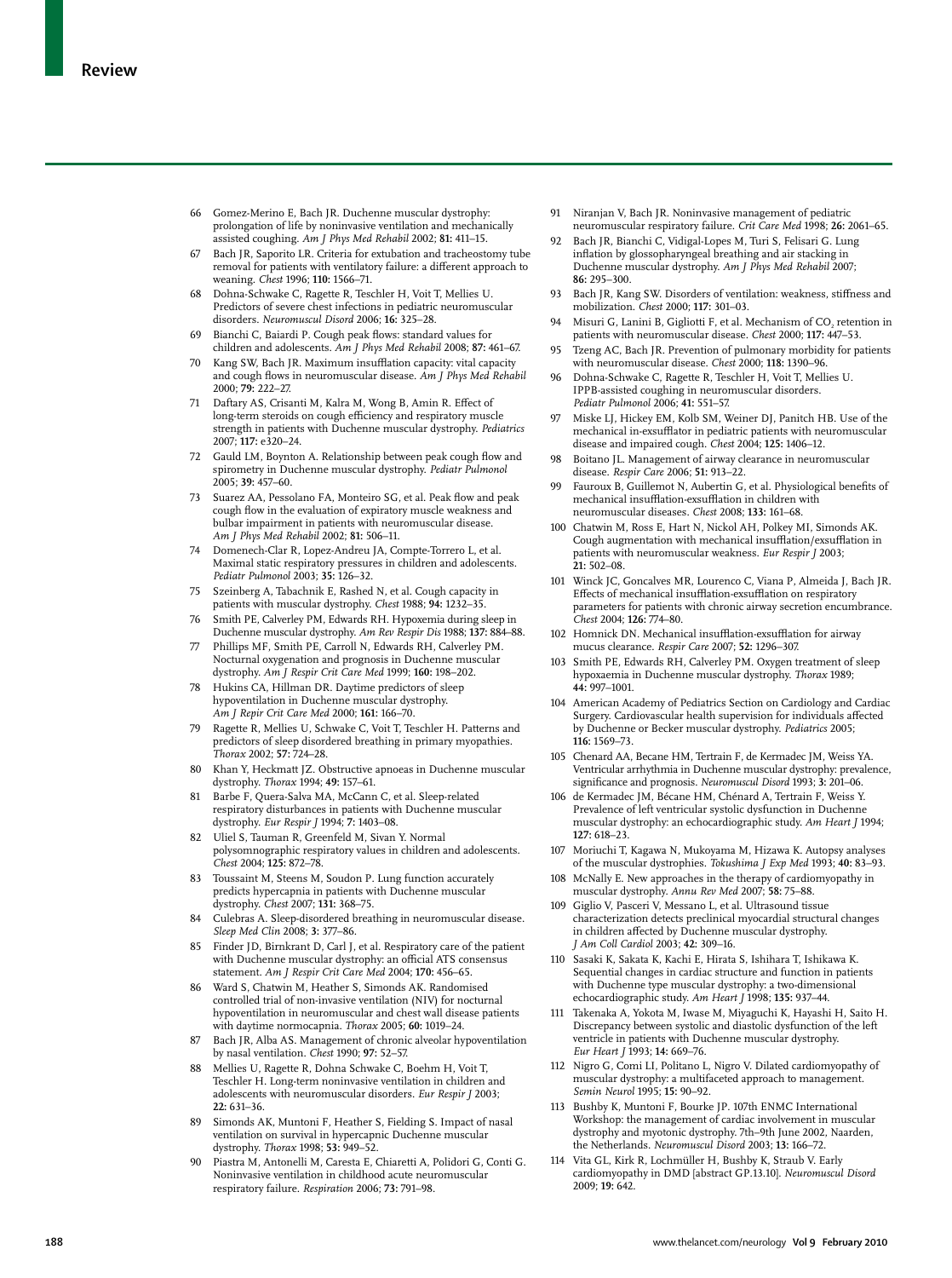66 Gomez-Merino E, Bach JR. Duchenne muscular dystrophy: prolongation of life by noninvasive ventilation and mechanically assisted coughing. *Am J Phys Med Rehabil* 2002; **81:** 411–15.

67 Bach JR, Saporito LR. Criteria for extubation and tracheostomy tube removal for patients with ventilatory failure: a different approach to weaning. *Chest* 1996; **110:** 1566–71.

68 Dohna-Schwake C, Ragette R, Teschler H, Voit T, Mellies U. Predictors of severe chest infections in pediatric neuromuscular disorders. *Neuromuscul Disord* 2006; **16:** 325–28.

69 Bianchi C, Baiardi P. Cough peak flows: standard values for children and adolescents. *Am J Phys Med Rehabil* 2008; **87:** 461–67.

70 Kang SW, Bach JR. Maximum insufflation capacity: vital capacity and cough flows in neuromuscular disease. *Am J Phys Med Rehabil* 2000; **79:** 222–27.

71 Daftary AS, Crisanti M, Kalra M, Wong B, Amin R. Effect of long-term steroids on cough efficiency and respiratory muscle strength in patients with Duchenne muscular dystrophy. *Pediatrics* 2007; **117:** e320–24.

72 Gauld LM, Boynton A. Relationship between peak cough flow and spirometry in Duchenne muscular dystrophy. *Pediatr Pulmonol* 2005; **39:** 457–60.

73 Suarez AA, Pessolano FA, Monteiro SG, et al. Peak flow and peak cough flow in the evaluation of expiratory muscle weakness and bulbar impairment in patients with neuromuscular disease. *Am J Phys Med Rehabil* 2002; **81:** 506–11.

74 Domenech-Clar R, Lopez-Andreu JA, Compte-Torrero L, et al. Maximal static respiratory pressures in children and adolescents. *Pediatr Pulmonol* 2003; **35:** 126–32.

75 Szeinberg A, Tabachnik E, Rashed N, et al. Cough capacity in patients with muscular dystrophy. *Chest* 1988; **94:** 1232–35.

76 Smith PE, Calverley PM, Edwards RH. Hypoxemia during sleep in Duchenne muscular dystrophy. *Am Rev Respir Dis* 1988; **137:** 884–88.

77 Phillips MF, Smith PE, Carroll N, Edwards RH, Calverley PM. Nocturnal oxygenation and prognosis in Duchenne muscular dystrophy. *Am J Respir Crit Care Med* 1999; **160:** 198–202.

78 Hukins CA, Hillman DR. Daytime predictors of sleep hypoventilation in Duchenne muscular dystrophy. *Am J Repir Crit Care Med* 2000; **161:** 166–70.

79 Ragette R, Mellies U, Schwake C, Voit T, Teschler H. Patterns and predictors of sleep disordered breathing in primary myopathies. *Thorax* 2002; **57:** 724–28.

80 Khan Y, Heckmatt JZ. Obstructive apnoeas in Duchenne muscular dystrophy. *Thorax* 1994; **49:** 157–61.

81 Barbe F, Quera-Salva MA, McCann C, et al. Sleep-related respiratory disturbances in patients with Duchenne muscular dystrophy. *Eur Respir J* 1994; **7:** 1403–08.

82 Uliel S, Tauman R, Greenfeld M, Sivan Y. Normal polysomnographic respiratory values in children and adolescents. *Chest* 2004; **125:** 872–78.

83 Toussaint M, Steens M, Soudon P. Lung function accurately predicts hypercapnia in patients with Duchenne muscular dystrophy. *Chest* 2007; **131:** 368–75.

84 Culebras A. Sleep-disordered breathing in neuromuscular disease. *Sleep Med Clin* 2008; **3:** 377–86.

85 Finder JD, Birnkrant D, Carl J, et al. Respiratory care of the patient with Duchenne muscular dystrophy: an official ATS consensus statement. *Am J Respir Crit Care Med* 2004; **170:** 456–65.

86 Ward S, Chatwin M, Heather S, Simonds AK. Randomised controlled trial of non-invasive ventilation (NIV) for nocturnal hypoventilation in neuromuscular and chest wall disease patients with daytime normocapnia. *Thorax* 2005; **60:** 1019–24.

87 Bach JR, Alba AS. Management of chronic alveolar hypoventilation by nasal ventilation. *Chest* 1990; **97:** 52–57.

88 Mellies U, Ragette R, Dohna Schwake C, Boehm H, Voit T, Teschler H. Long-term noninvasive ventilation in children and adolescents with neuromuscular disorders. *Eur Respir J* 2003; **22:** 631–36.

89 Simonds AK, Muntoni F, Heather S, Fielding S. Impact of nasal ventilation on survival in hypercapnic Duchenne muscular dystrophy. *Thorax* 1998; **53:** 949–52.

90 Piastra M, Antonelli M, Caresta E, Chiaretti A, Polidori G, Conti G. Noninvasive ventilation in childhood acute neuromuscular respiratory failure. *Respiration* 2006; **73:** 791–98.

91 Niranjan V, Bach JR. Noninvasive management of pediatric neuromuscular respiratory failure. *Crit Care Med* 1998; **26:** 2061–65.

92 Bach JR, Bianchi C, Vidigal-Lopes M, Turi S, Felisari G. Lung inflation by glossopharyngeal breathing and air stacking in Duchenne muscular dystrophy. *Am J Phys Med Rehabil* 2007; **86:** 295–300.

93 Bach JR, Kang SW. Disorders of ventilation: weakness, stiffness and mobilization. *Chest* 2000; **117:** 301–03.

94 Misuri G, Lanini B, Gigliotti F, et al. Mechanism of $CO_2$ retention in patients with neuromuscular disease. *Chest* 2000; **117:** 447–53.

95 Tzeng AC, Bach JR. Prevention of pulmonary morbidity for patients with neuromuscular disease. *Chest* 2000; **118:** 1390–96.

96 Dohna-Schwake C, Ragette R, Teschler H, Voit T, Mellies U. IPPB-assisted coughing in neuromuscular disorders. *Pediatr Pulmonol* 2006; **41:** 551–57.

97 Miske LJ, Hickey EM, Kolb SM, Weiner DJ, Panitch HB. Use of the mechanical in-exsufflator in pediatric patients with neuromuscular disease and impaired cough. *Chest* 2004; **125:** 1406–12.

98 Boitano JL. Management of airway clearance in neuromuscular disease. *Respir Care* 2006; **51:** 913–22.

99 Fauroux B, Guillemot N, Aubertin G, et al. Physiological benefits of mechanical insufflation-exsufflation in children with neuromuscular diseases. *Chest* 2008; **133:** 161–68.

100 Chatwin M, Ross E, Hart N, Nickol AH, Polkey MI, Simonds AK. Cough augmentation with mechanical insufflation/exsufflation in patients with neuromuscular weakness. *Eur Respir J* 2003; **21:** 502–08.

101 Winck JC, Goncalves MR, Lourenco C, Viana P, Almeida J, Bach JR. Effects of mechanical insufflation-exsufflation on respiratory parameters for patients with chronic airway secretion encumbrance. *Chest* 2004; **126:** 774–80.

102 Homnick DN. Mechanical insufflation-exsufflation for airway mucus clearance. *Respir Care* 2007; **52:** 1296–307.

103 Smith PE, Edwards RH, Calverley PM. Oxygen treatment of sleep hypoxaemia in Duchenne muscular dystrophy. *Thorax* 1989; **44:** 997–1001.

104 American Academy of Pediatrics Section on Cardiology and Cardiac Surgery. Cardiovascular health supervision for individuals affected by Duchenne or Becker muscular dystrophy. *Pediatrics* 2005; **116:** 1569–73.

105 Chenard AA, Becane HM, Tertrain F, de Kermadec JM, Weiss YA. Ventricular arrhythmia in Duchenne muscular dystrophy: prevalence, significance and prognosis. *Neuromuscul Disord* 1993; **3:** 201–06.

106 de Kermadec JM, Bécane HM, Chénard A, Tertrain F, Weiss Y. Prevalence of left ventricular systolic dysfunction in Duchenne muscular dystrophy: an echocardiographic study. *Am Heart J* 1994; **127:** 618–23.

107 Moriuchi T, Kagawa N, Mukoyama M, Hizawa K. Autopsy analyses of the muscular dystrophies. *Tokushima J Exp Med* 1993; **40:** 83–93.

108 McNally E. New approaches in the therapy of cardiomyopathy in muscular dystrophy. *Annu Rev Med* 2007; **58:** 75–88.

109 Giglio V, Pasceri V, Messano L, et al. Ultrasound tissue characterization detects preclinical myocardial structural changes in children affected by Duchenne muscular dystrophy. *J Am Coll Cardiol* 2003; **42:** 309–16.

110 Sasaki K, Sakata K, Kachi E, Hirata S, Ishihara T, Ishikawa K. Sequential changes in cardiac structure and function in patients with Duchenne type muscular dystrophy: a two-dimensional echocardiographic study. *Am Heart J* 1998; **135:** 937–44.

111 Takenaka A, Yokota M, Iwase M, Miyaguchi K, Hayashi H, Saito H. Discrepancy between systolic and diastolic dysfunction of the left ventricle in patients with Duchenne muscular dystrophy. *Eur Heart J* 1993; **14:** 669–76.

112 Nigro G, Comi LI, Politano L, Nigro V. Dilated cardiomyopathy of muscular dystrophy: a multifaceted approach to management. *Semin Neurol* 1995; **15:** 90–92.

113 Bushby K, Muntoni F, Bourke JP. 107th ENMC International Workshop: the management of cardiac involvement in muscular dystrophy and myotonic dystrophy. 7th–9th June 2002, Naarden, the Netherlands. *Neuromuscul Disord* 2003; **13:** 166–72.

114 Vita GL, Kirk R, Lochmüller H, Bushby K, Straub V. Early cardiomyopathy in DMD [abstract GP.13.10]. *Neuromuscul Disord* 2009; **19:** 642.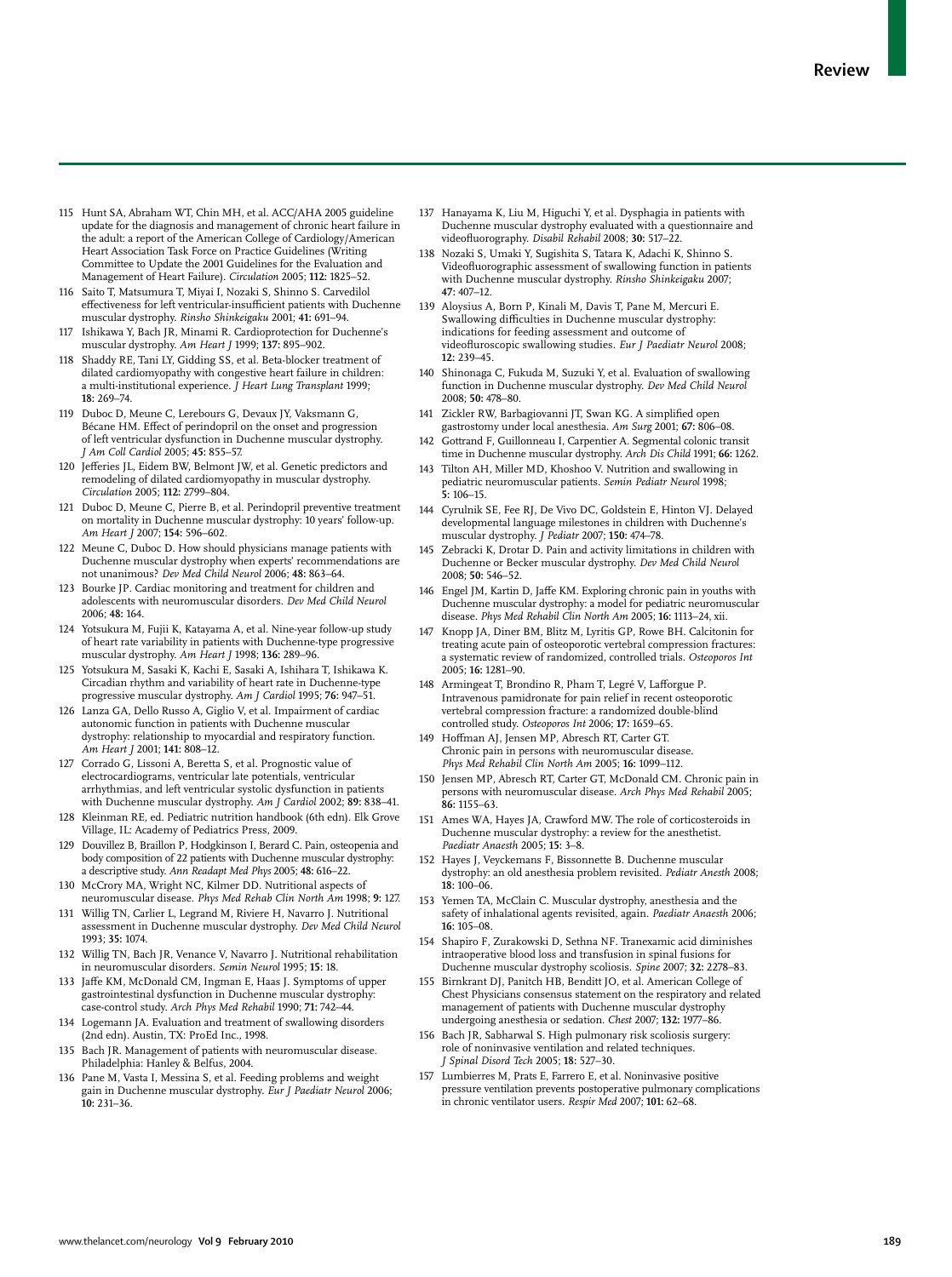115 Hunt SA, Abraham WT, Chin MH, et al. ACC/AHA 2005 guideline update for the diagnosis and management of chronic heart failure in the adult: a report of the American College of Cardiology/American Heart Association Task Force on Practice Guidelines (Writing Committee to Update the 2001 Guidelines for the Evaluation and Management of Heart Failure). *Circulation* 2005; **112:** 1825–52.

116 Saito T, Matsumura T, Miyai I, Nozaki S, Shinno S. Carvedilol effectiveness for left ventricular-insufficient patients with Duchenne muscular dystrophy. *Rinsho Shinkeigaku* 2001; **41:** 691–94.

117 Ishikawa Y, Bach JR, Minami R. Cardioprotection for Duchenne's muscular dystrophy. *Am Heart J* 1999; **137:** 895–902.

118 Shaddy RE, Tani LY, Gidding SS, et al. Beta-blocker treatment of dilated cardiomyopathy with congestive heart failure in children: a multi-institutional experience. *J Heart Lung Transplant* 1999; **18:** 269–74.

119 Duboc D, Meune C, Lerebours G, Devaux JY, Vaksmann G, Bécane HM. Effect of perindopril on the onset and progression of left ventricular dysfunction in Duchenne muscular dystrophy. *J Am Coll Cardiol* 2005; **45:** 855–57.

120 Jefferies JL, Eidem BW, Belmont JW, et al. Genetic predictors and remodeling of dilated cardiomyopathy in muscular dystrophy. *Circulation* 2005; **112:** 2799–804.

121 Duboc D, Meune C, Pierre B, et al. Perindopril preventive treatment on mortality in Duchenne muscular dystrophy: 10 years' follow-up. *Am Heart J* 2007; **154:** 596–602.

122 Meune C, Duboc D. How should physicians manage patients with Duchenne muscular dystrophy when experts' recommendations are not unanimous? *Dev Med Child Neurol* 2006; **48:** 863–64.

123 Bourke JP. Cardiac monitoring and treatment for children and adolescents with neuromuscular disorders. *Dev Med Child Neurol* 2006; **48:** 164.

124 Yotsukura M, Fujii K, Katayama A, et al. Nine-year follow-up study of heart rate variability in patients with Duchenne-type progressive muscular dystrophy. *Am Heart J* 1998; **136:** 289–96.

125 Yotsukura M, Sasaki K, Kachi E, Sasaki A, Ishihara T, Ishikawa K. Circadian rhythm and variability of heart rate in Duchenne-type progressive muscular dystrophy. *Am J Cardiol* 1995; **76:** 947–51.

126 Lanza GA, Dello Russo A, Giglio V, et al. Impairment of cardiac autonomic function in patients with Duchenne muscular dystrophy: relationship to myocardial and respiratory function. *Am Heart J* 2001; **141:** 808–12.

127 Corrado G, Lissoni A, Beretta S, et al. Prognostic value of electrocardiograms, ventricular late potentials, ventricular arrhythmias, and left ventricular systolic dysfunction in patients with Duchenne muscular dystrophy. *Am J Cardiol* 2002; **89:** 838–41.

128 Kleinman RE, ed. Pediatric nutrition handbook (6th edn). Elk Grove Village, IL: Academy of Pediatrics Press, 2009.

129 Douvillez B, Braillon P, Hodgkinson I, Berard C. Pain, osteopenia and body composition of 22 patients with Duchenne muscular dystrophy: a descriptive study. *Ann Readapt Med Phys* 2005; **48:** 616–22.

130 McCrory MA, Wright NC, Kilmer DD. Nutritional aspects of neuromuscular disease. *Phys Med Rehab Clin North Am* 1998; **9:** 127.

131 Willig TN, Carlier L, Legrand M, Riviere H, Navarro J. Nutritional assessment in Duchenne muscular dystrophy. *Dev Med Child Neurol* 1993; **35:** 1074.

132 Willig TN, Bach JR, Venance V, Navarro J. Nutritional rehabilitation in neuromuscular disorders. *Semin Neurol* 1995; **15:** 18.

133 Jaffe KM, McDonald CM, Ingman E, Haas J. Symptoms of upper gastrointestinal dysfunction in Duchenne muscular dystrophy: case-control study. *Arch Phys Med Rehabil* 1990; **71:** 742–44.

134 Logemann JA. Evaluation and treatment of swallowing disorders (2nd edn). Austin, TX: ProEd Inc., 1998.

135 Bach JR. Management of patients with neuromuscular disease. Philadelphia: Hanley & Belfus, 2004.

136 Pane M, Vasta I, Messina S, et al. Feeding problems and weight gain in Duchenne muscular dystrophy. *Eur J Paediatr Neurol* 2006; **10:** 231–36.

137 Hanayama K, Liu M, Higuchi Y, et al. Dysphagia in patients with Duchenne muscular dystrophy evaluated with a questionnaire and videofluorography. *Disabil Rehabil* 2008; **30:** 517–22.

138 Nozaki S, Umaki Y, Sugishita S, Tatara K, Adachi K, Shinno S. Videofluorographic assessment of swallowing function in patients with Duchenne muscular dystrophy. *Rinsho Shinkeigaku* 2007; **47:** 407–12.

139 Aloysius A, Born P, Kinali M, Davis T, Pane M, Mercuri E. Swallowing difficulties in Duchenne muscular dystrophy: indications for feeding assessment and outcome of videofluroscopic swallowing studies. *Eur J Paediatr Neurol* 2008; **12:** 239–45.

140 Shinonaga C, Fukuda M, Suzuki Y, et al. Evaluation of swallowing function in Duchenne muscular dystrophy. *Dev Med Child Neurol* 2008; **50:** 478–80.

141 Zickler RW, Barbagiovanni JT, Swan KG. A simplified open gastrostomy under local anesthesia. *Am Surg* 2001; **67:** 806–08.

142 Gottrand F, Guillonneau I, Carpentier A. Segmental colonic transit time in Duchenne muscular dystrophy. *Arch Dis Child* 1991; **66:** 1262.

143 Tilton AH, Miller MD, Khoshoo V. Nutrition and swallowing in pediatric neuromuscular patients. *Semin Pediatr Neurol* 1998; **5:** 106–15.

144 Cyrulnik SE, Fee RJ, De Vivo DC, Goldstein E, Hinton VJ. Delayed developmental language milestones in children with Duchenne's muscular dystrophy. *J Pediatr* 2007; **150:** 474–78.

145 Zebracki K, Drotar D. Pain and activity limitations in children with Duchenne or Becker muscular dystrophy. *Dev Med Child Neurol* 2008; **50:** 546–52.

146 Engel JM, Kartin D, Jaffe KM. Exploring chronic pain in youths with Duchenne muscular dystrophy: a model for pediatric neuromuscular disease. *Phys Med Rehabil Clin North Am* 2005; **16:** 1113–24, xii.

147 Knopp JA, Diner BM, Blitz M, Lyritis GP, Rowe BH. Calcitonin for treating acute pain of osteoporotic vertebral compression fractures: a systematic review of randomized, controlled trials. *Osteoporos Int* 2005; **16:** 1281–90.

148 Armingeat T, Brondino R, Pham T, Legré V, Lafforgue P. Intravenous pamidronate for pain relief in recent osteoporotic vertebral compression fracture: a randomized double-blind controlled study. *Osteoporos Int* 2006; **17:** 1659–65.

149 Hoffman AJ, Jensen MP, Abresch RT, Carter GT. Chronic pain in persons with neuromuscular disease. *Phys Med Rehabil Clin North Am* 2005; **16:** 1099–112.

150 Jensen MP, Abresch RT, Carter GT, McDonald CM. Chronic pain in persons with neuromuscular disease. *Arch Phys Med Rehabil* 2005; **86:** 1155–63.

151 Ames WA, Hayes JA, Crawford MW. The role of corticosteroids in Duchenne muscular dystrophy: a review for the anesthetist. *Paediatr Anaesth* 2005; **15:** 3–8.

152 Hayes J, Veyckemans F, Bissonnette B. Duchenne muscular dystrophy: an old anesthesia problem revisited. *Pediatr Anesth* 2008; **18:** 100–06.

153 Yemen TA, McClain C. Muscular dystrophy, anesthesia and the safety of inhalational agents revisited, again. *Paediatr Anaesth* 2006; **16:** 105–08.

154 Shapiro F, Zurakowski D, Sethna NF. Tranexamic acid diminishes intraoperative blood loss and transfusion in spinal fusions for Duchenne muscular dystrophy scoliosis. *Spine* 2007; **32:** 2278–83.

155 Birnkrant DJ, Panitch HB, Benditt JO, et al. American College of Chest Physicians consensus statement on the respiratory and related management of patients with Duchenne muscular dystrophy undergoing anesthesia or sedation. *Chest* 2007; **132:** 1977–86.

156 Bach JR, Sabharwal S. High pulmonary risk scoliosis surgery: role of noninvasive ventilation and related techniques. *J Spinal Disord Tech* 2005; **18:** 527–30.

157 Lumbierres M, Prats E, Farrero E, et al. Noninvasive positive pressure ventilation prevents postoperative pulmonary complications in chronic ventilator users. *Respir Med* 2007; **101:** 62–68.